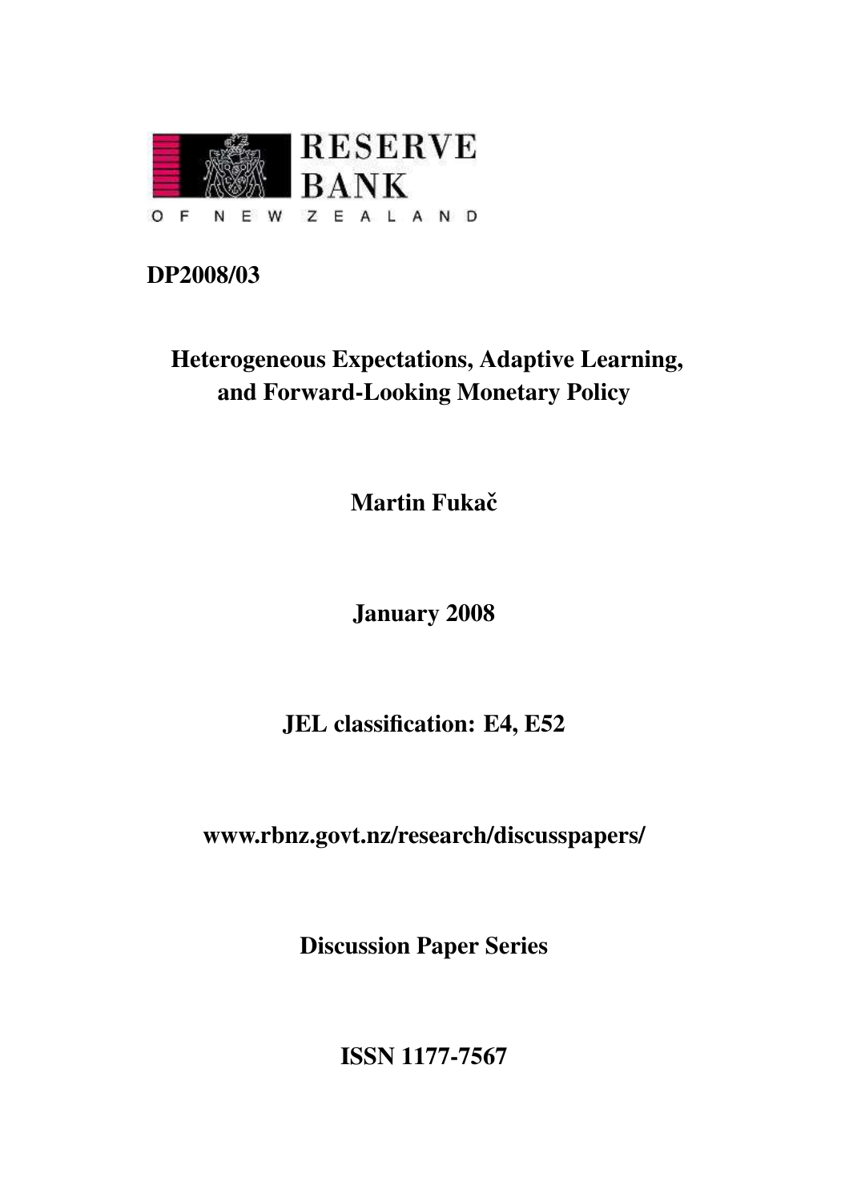RESERVE BANK

OF NEW ZEALAND

**DP2008/03**

# Heterogeneous Expectations, Adaptive Learning, and Forward-Looking Monetary Policy

**Martin Fukač**

**January 2008**

**JEL classification: E4, E52**

**www.rbnz.govt.nz/research/discusspapers/**

**Discussion Paper Series**

**ISSN 1177-7567**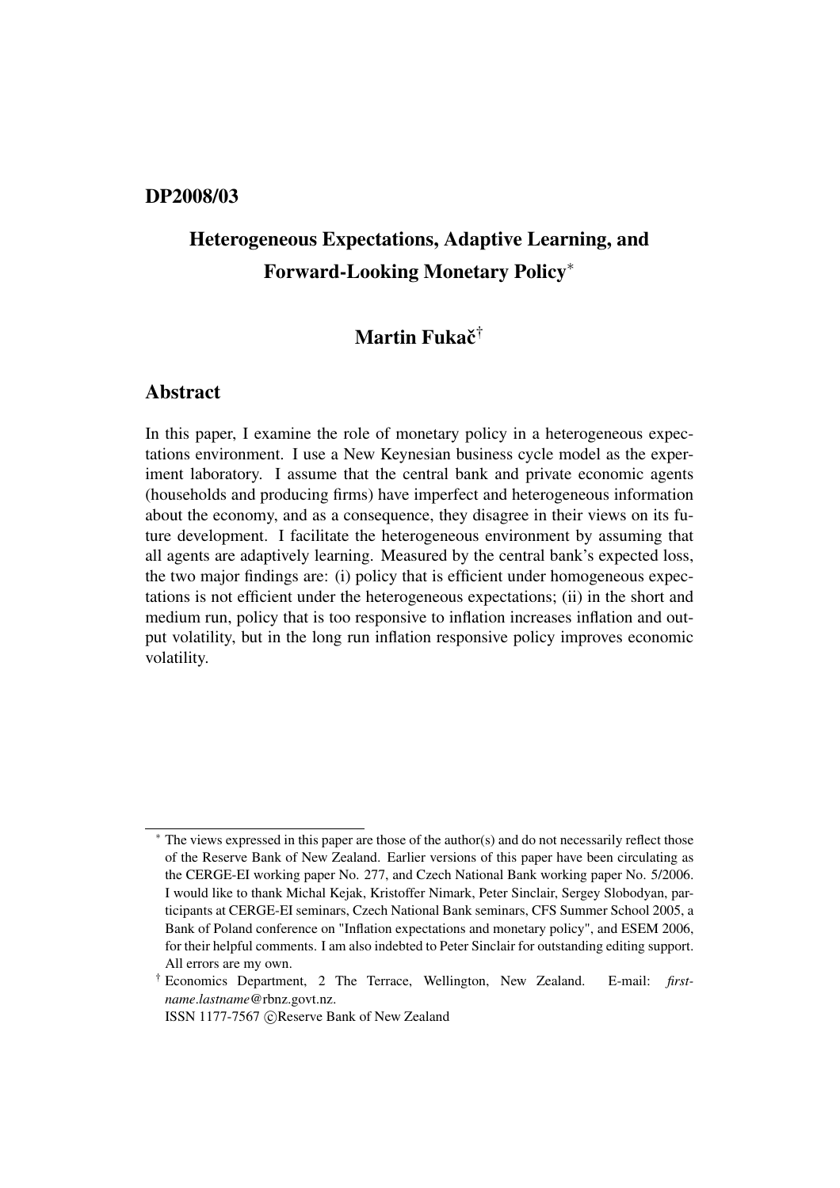# DP2008/03

## Heterogeneous Expectations, Adaptive Learning, and Forward-Looking Monetary Policy*

### Martin Fukač†

## Abstract

In this paper, I examine the role of monetary policy in a heterogeneous expectations environment. I use a New Keynesian business cycle model as the experiment laboratory. I assume that the central bank and private economic agents (households and producing firms) have imperfect and heterogeneous information about the economy, and as a consequence, they disagree in their views on its future development. I facilitate the heterogeneous environment by assuming that all agents are adaptively learning. Measured by the central bank's expected loss, the two major findings are: (i) policy that is efficient under homogeneous expectations is not efficient under the heterogeneous expectations; (ii) in the short and medium run, policy that is too responsive to inflation increases inflation and output volatility, but in the long run inflation responsive policy improves economic volatility.

---

* The views expressed in this paper are those of the author(s) and do not necessarily reflect those of the Reserve Bank of New Zealand. Earlier versions of this paper have been circulating as the CERGE-EI working paper No. 277, and Czech National Bank working paper No. 5/2006. I would like to thank Michal Kejak, Kristoffer Nimark, Peter Sinclair, Sergey Slobodyan, participants at CERGE-EI seminars, Czech National Bank seminars, CFS Summer School 2005, a Bank of Poland conference on "Inflation expectations and monetary policy", and ESEM 2006, for their helpful comments. I am also indebted to Peter Sinclair for outstanding editing support. All errors are my own.

† Economics Department, 2 The Terrace, Wellington, New Zealand. E-mail: *firstname.lastname*@rbnz.govt.nz.

ISSN 1177-7567 ©Reserve Bank of New Zealand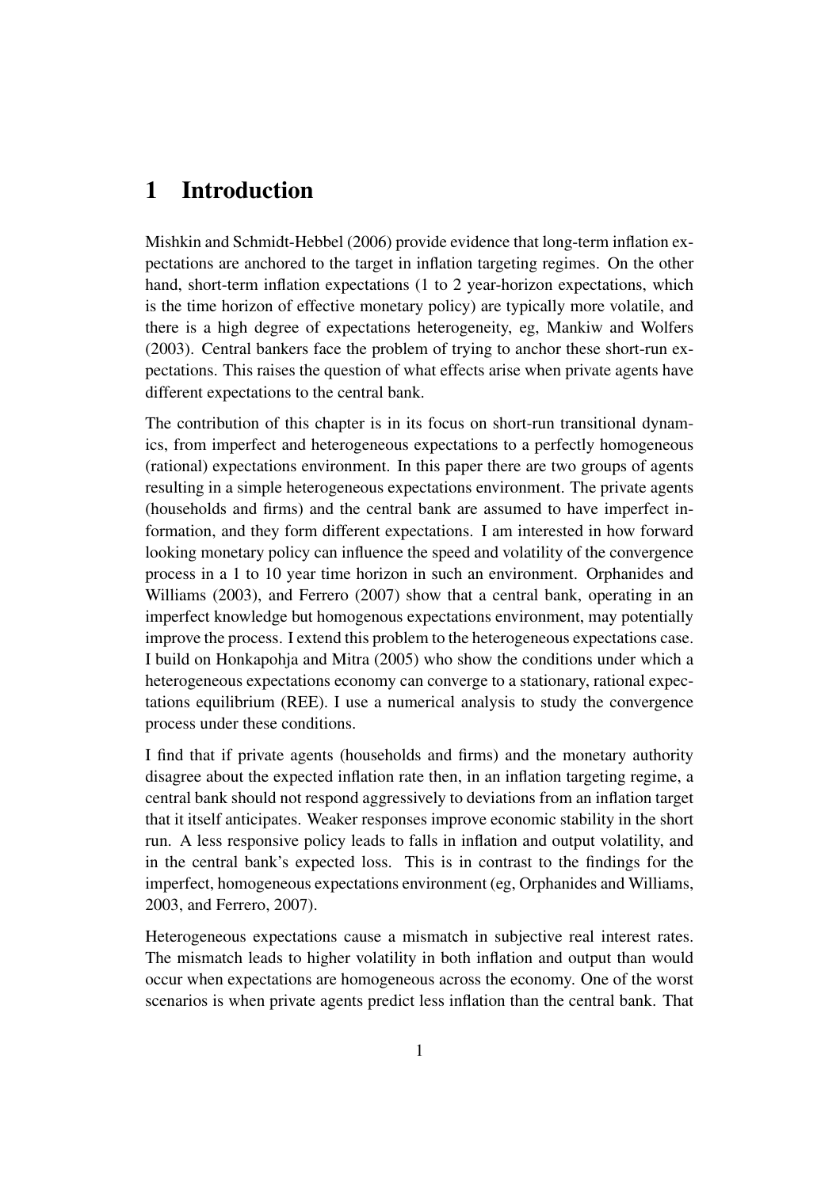# 1 Introduction

Mishkin and Schmidt-Hebbel (2006) provide evidence that long-term inflation expectations are anchored to the target in inflation targeting regimes. On the other hand, short-term inflation expectations (1 to 2 year-horizon expectations, which is the time horizon of effective monetary policy) are typically more volatile, and there is a high degree of expectations heterogeneity, eg, Mankiw and Wolfers (2003). Central bankers face the problem of trying to anchor these short-run expectations. This raises the question of what effects arise when private agents have different expectations to the central bank.

The contribution of this chapter is in its focus on short-run transitional dynamics, from imperfect and heterogeneous expectations to a perfectly homogeneous (rational) expectations environment. In this paper there are two groups of agents resulting in a simple heterogeneous expectations environment. The private agents (households and firms) and the central bank are assumed to have imperfect information, and they form different expectations. I am interested in how forward looking monetary policy can influence the speed and volatility of the convergence process in a 1 to 10 year time horizon in such an environment. Orphanides and Williams (2003), and Ferrero (2007) show that a central bank, operating in an imperfect knowledge but homogenous expectations environment, may potentially improve the process. I extend this problem to the heterogeneous expectations case. I build on Honkapohja and Mitra (2005) who show the conditions under which a heterogeneous expectations economy can converge to a stationary, rational expectations equilibrium (REE). I use a numerical analysis to study the convergence process under these conditions.

I find that if private agents (households and firms) and the monetary authority disagree about the expected inflation rate then, in an inflation targeting regime, a central bank should not respond aggressively to deviations from an inflation target that it itself anticipates. Weaker responses improve economic stability in the short run. A less responsive policy leads to falls in inflation and output volatility, and in the central bank's expected loss. This is in contrast to the findings for the imperfect, homogeneous expectations environment (eg, Orphanides and Williams, 2003, and Ferrero, 2007).

Heterogeneous expectations cause a mismatch in subjective real interest rates. The mismatch leads to higher volatility in both inflation and output than would occur when expectations are homogeneous across the economy. One of the worst scenarios is when private agents predict less inflation than the central bank. That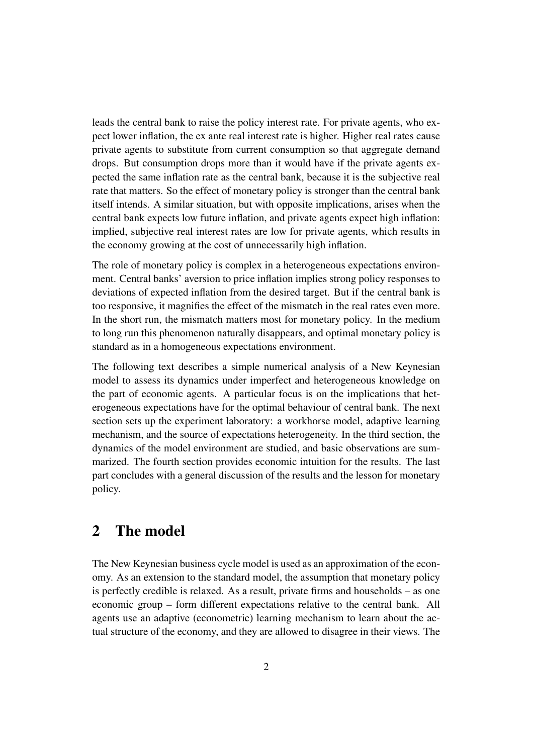leads the central bank to raise the policy interest rate. For private agents, who expect lower inflation, the ex ante real interest rate is higher. Higher real rates cause private agents to substitute from current consumption so that aggregate demand drops. But consumption drops more than it would have if the private agents expected the same inflation rate as the central bank, because it is the subjective real rate that matters. So the effect of monetary policy is stronger than the central bank itself intends. A similar situation, but with opposite implications, arises when the central bank expects low future inflation, and private agents expect high inflation: implied, subjective real interest rates are low for private agents, which results in the economy growing at the cost of unnecessarily high inflation.

The role of monetary policy is complex in a heterogeneous expectations environment. Central banks' aversion to price inflation implies strong policy responses to deviations of expected inflation from the desired target. But if the central bank is too responsive, it magnifies the effect of the mismatch in the real rates even more. In the short run, the mismatch matters most for monetary policy. In the medium to long run this phenomenon naturally disappears, and optimal monetary policy is standard as in a homogeneous expectations environment.

The following text describes a simple numerical analysis of a New Keynesian model to assess its dynamics under imperfect and heterogeneous knowledge on the part of economic agents. A particular focus is on the implications that heterogeneous expectations have for the optimal behaviour of central bank. The next section sets up the experiment laboratory: a workhorse model, adaptive learning mechanism, and the source of expectations heterogeneity. In the third section, the dynamics of the model environment are studied, and basic observations are summarized. The fourth section provides economic intuition for the results. The last part concludes with a general discussion of the results and the lesson for monetary policy.

## 2 The model

The New Keynesian business cycle model is used as an approximation of the economy. As an extension to the standard model, the assumption that monetary policy is perfectly credible is relaxed. As a result, private firms and households – as one economic group – form different expectations relative to the central bank. All agents use an adaptive (econometric) learning mechanism to learn about the actual structure of the economy, and they are allowed to disagree in their views. The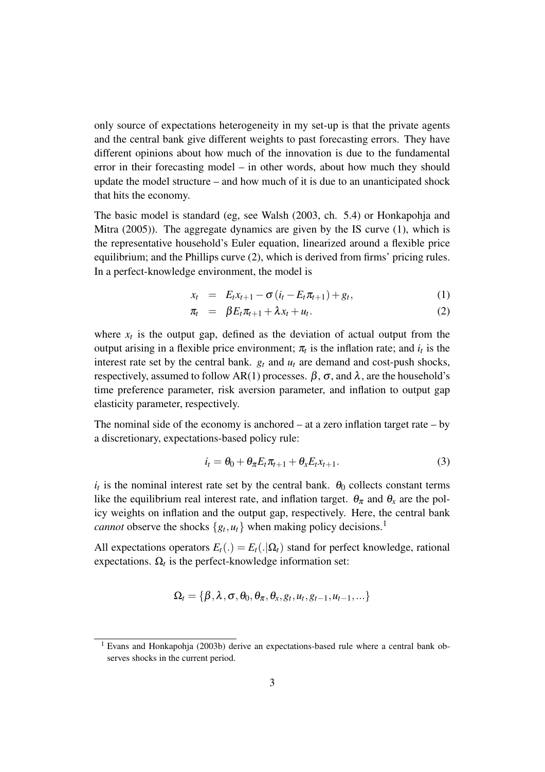only source of expectations heterogeneity in my set-up is that the private agents and the central bank give different weights to past forecasting errors. They have different opinions about how much of the innovation is due to the fundamental error in their forecasting model – in other words, about how much they should update the model structure – and how much of it is due to an unanticipated shock that hits the economy.

The basic model is standard (eg, see Walsh (2003, ch. 5.4) or Honkapohja and Mitra (2005)). The aggregate dynamics are given by the IS curve (1), which is the representative household's Euler equation, linearized around a flexible price equilibrium; and the Phillips curve (2), which is derived from firms' pricing rules. In a perfect-knowledge environment, the model is

$$
\begin{aligned}
x_t &= E_t x_{t+1} - \sigma \left( i_t - E_t \pi_{t+1} \right) + g_t, && (1) \\
\pi_t &= \beta E_t \pi_{t+1} + \lambda x_t + u_t. && (2)
\end{aligned}
$$

where $x_t$ is the output gap, defined as the deviation of actual output from the output arising in a flexible price environment; $\pi_t$ is the inflation rate; and $i_t$ is the interest rate set by the central bank. $g_t$ and $u_t$ are demand and cost-push shocks, respectively, assumed to follow AR(1) processes. $\beta$, $\sigma$, and $\lambda$, are the household's time preference parameter, risk aversion parameter, and inflation to output gap elasticity parameter, respectively.

The nominal side of the economy is anchored – at a zero inflation target rate – by a discretionary, expectations-based policy rule:

$$
i_t = \theta_0 + \theta_\pi E_t \pi_{t+1} + \theta_x E_t x_{t+1}. \tag{3}
$$

$i_t$ is the nominal interest rate set by the central bank. $\theta_0$ collects constant terms like the equilibrium real interest rate, and inflation target. $\theta_\pi$ and $\theta_x$ are the policy weights on inflation and the output gap, respectively. Here, the central bank *cannot* observe the shocks $\{g_t, u_t\}$ when making policy decisions.[1]

All expectations operators $E_t(.) = E_t(.|\Omega_t)$ stand for perfect knowledge, rational expectations. $\Omega_t$ is the perfect-knowledge information set:

$$
\Omega_t = \{\beta, \lambda, \sigma, \theta_0, \theta_\pi, \theta_x, g_t, u_t, g_{t-1}, u_{t-1}, ...\}
$$

[1] Evans and Honkapohja (2003b) derive an expectations-based rule where a central bank observes shocks in the current period.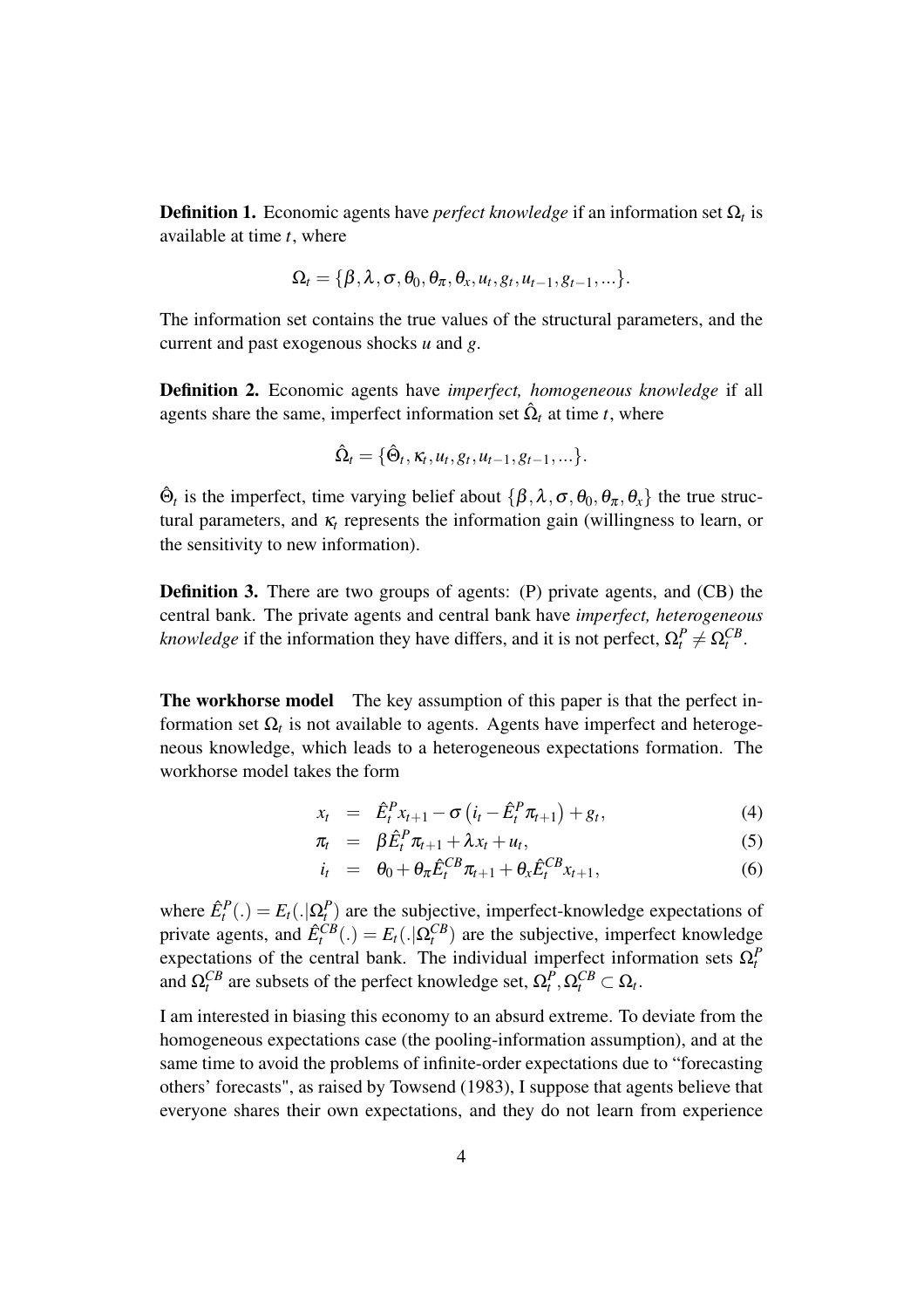**Definition 1.** Economic agents have *perfect knowledge* if an information set $\Omega_t$ is available at time $t$, where

$$\Omega_t = \{\beta, \lambda, \sigma, \theta_0, \theta_\pi, \theta_x, u_t, g_t, u_{t-1}, g_{t-1}, ...\}.$$

The information set contains the true values of the structural parameters, and the current and past exogenous shocks $u$ and $g$.

**Definition 2.** Economic agents have *imperfect, homogeneous knowledge* if all agents share the same, imperfect information set $\hat{\Omega}_t$ at time $t$, where

$$\hat{\Omega}_t = \{\hat{\Theta}_t, \kappa_t, u_t, g_t, u_{t-1}, g_{t-1}, ...\}.$$

$\hat{\Theta}_t$ is the imperfect, time varying belief about $\{\beta, \lambda, \sigma, \theta_0, \theta_\pi, \theta_x\}$ the true structural parameters, and $\kappa_t$ represents the information gain (willingness to learn, or the sensitivity to new information).

**Definition 3.** There are two groups of agents: (P) private agents, and (CB) the central bank. The private agents and central bank have *imperfect, heterogeneous knowledge* if the information they have differs, and it is not perfect, $\Omega_t^P \neq \Omega_t^{CB}$.

**The workhorse model** The key assumption of this paper is that the perfect information set $\Omega_t$ is not available to agents. Agents have imperfect and heterogeneous knowledge, which leads to a heterogeneous expectations formation. The workhorse model takes the form

$$x_t = \hat{E}_t^P x_{t+1} - \sigma \left( i_t - \hat{E}_t^P \pi_{t+1} \right) + g_t, \tag{4}$$

$$\pi_t = \beta \hat{E}_t^P \pi_{t+1} + \lambda x_t + u_t, \tag{5}$$

$$i_t = \theta_0 + \theta_\pi \hat{E}_t^{CB} \pi_{t+1} + \theta_x \hat{E}_t^{CB} x_{t+1}, \tag{6}$$

where $\hat{E}_t^P(.) = E_t(.|\Omega_t^P)$ are the subjective, imperfect-knowledge expectations of private agents, and $\hat{E}_t^{CB}(.) = E_t(.|\Omega_t^{CB})$ are the subjective, imperfect knowledge expectations of the central bank. The individual imperfect information sets $\Omega_t^P$ and $\Omega_t^{CB}$ are subsets of the perfect knowledge set, $\Omega_t^P, \Omega_t^{CB} \subset \Omega_t$.

I am interested in biasing this economy to an absurd extreme. To deviate from the homogeneous expectations case (the pooling-information assumption), and at the same time to avoid the problems of infinite-order expectations due to "forecasting others' forecasts", as raised by Towsend (1983), I suppose that agents believe that everyone shares their own expectations, and they do not learn from experience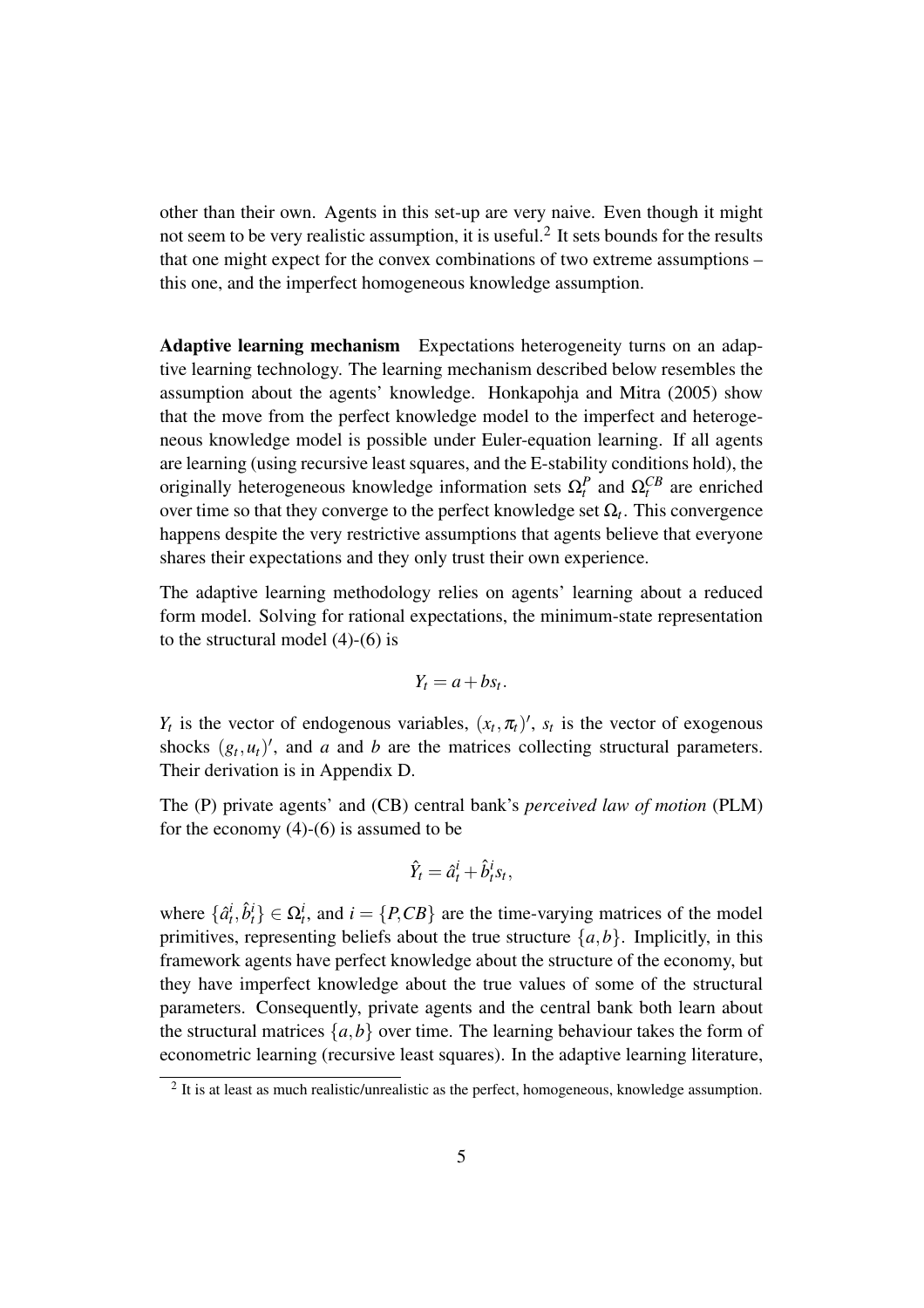other than their own. Agents in this set-up are very naive. Even though it might not seem to be very realistic assumption, it is useful.[2] It sets bounds for the results that one might expect for the convex combinations of two extreme assumptions – this one, and the imperfect homogeneous knowledge assumption.

**Adaptive learning mechanism** Expectations heterogeneity turns on an adaptive learning technology. The learning mechanism described below resembles the assumption about the agents' knowledge. Honkapohja and Mitra (2005) show that the move from the perfect knowledge model to the imperfect and heterogeneous knowledge model is possible under Euler-equation learning. If all agents are learning (using recursive least squares, and the E-stability conditions hold), the originally heterogeneous knowledge information sets $\Omega_t^P$ and $\Omega_t^{CB}$ are enriched over time so that they converge to the perfect knowledge set $\Omega_t$. This convergence happens despite the very restrictive assumptions that agents believe that everyone shares their expectations and they only trust their own experience.

The adaptive learning methodology relies on agents' learning about a reduced form model. Solving for rational expectations, the minimum-state representation to the structural model (4)-(6) is

$$Y_t = a + bs_t.$$

$Y_t$ is the vector of endogenous variables, $(x_t, \pi_t)'$, $s_t$ is the vector of exogenous shocks $(g_t, u_t)'$, and $a$ and $b$ are the matrices collecting structural parameters. Their derivation is in Appendix D.

The (P) private agents' and (CB) central bank's *perceived law of motion* (PLM) for the economy (4)-(6) is assumed to be

$$\hat{Y}_t = \hat{a}_t^i + \hat{b}_t^i s_t,$$

where $\{\hat{a}_t^i, \hat{b}_t^i\} \in \Omega_t^i$, and $i = \{P, CB\}$ are the time-varying matrices of the model primitives, representing beliefs about the true structure $\{a, b\}$. Implicitly, in this framework agents have perfect knowledge about the structure of the economy, but they have imperfect knowledge about the true values of some of the structural parameters. Consequently, private agents and the central bank both learn about the structural matrices $\{a, b\}$ over time. The learning behaviour takes the form of econometric learning (recursive least squares). In the adaptive learning literature,

[2] It is at least as much realistic/unrealistic as the perfect, homogeneous, knowledge assumption.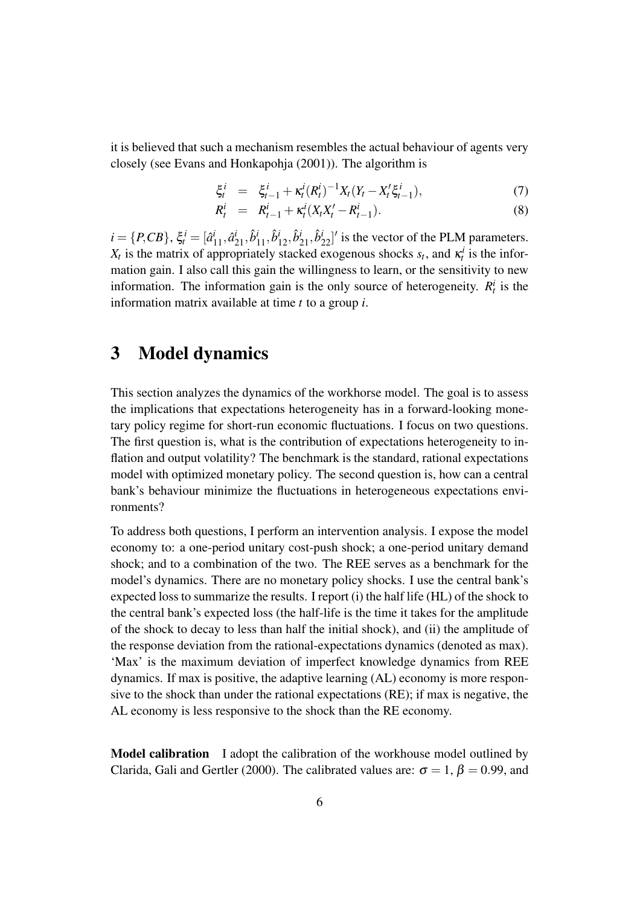it is believed that such a mechanism resembles the actual behaviour of agents very closely (see Evans and Honkapohja (2001)). The algorithm is

$$\xi_t^i = \xi_{t-1}^i + \kappa_t^i (R_t^i)^{-1} X_t (Y_t - X_t' \xi_{t-1}^i), \tag{7}$$

$$R_t^i = R_{t-1}^i + \kappa_t^i (X_t X_t' - R_{t-1}^i). \tag{8}$$

$i = \{P, CB\}$, $\xi_t^i = [\hat{a}_{11}^i, \hat{a}_{21}^i, \hat{b}_{11}^i, \hat{b}_{12}^i, \hat{b}_{21}^i, \hat{b}_{22}^i]'$ is the vector of the PLM parameters. $X_t$ is the matrix of appropriately stacked exogenous shocks $s_t$, and $\kappa_t^i$ is the information gain. I also call this gain the willingness to learn, or the sensitivity to new information. The information gain is the only source of heterogeneity. $R_t^i$ is the information matrix available at time $t$ to a group $i$.

# 3 Model dynamics

This section analyzes the dynamics of the workhorse model. The goal is to assess the implications that expectations heterogeneity has in a forward-looking monetary policy regime for short-run economic fluctuations. I focus on two questions. The first question is, what is the contribution of expectations heterogeneity to inflation and output volatility? The benchmark is the standard, rational expectations model with optimized monetary policy. The second question is, how can a central bank's behaviour minimize the fluctuations in heterogeneous expectations environments?

To address both questions, I perform an intervention analysis. I expose the model economy to: a one-period unitary cost-push shock; a one-period unitary demand shock; and to a combination of the two. The REE serves as a benchmark for the model's dynamics. There are no monetary policy shocks. I use the central bank's expected loss to summarize the results. I report (i) the half life (HL) of the shock to the central bank's expected loss (the half-life is the time it takes for the amplitude of the shock to decay to less than half the initial shock), and (ii) the amplitude of the response deviation from the rational-expectations dynamics (denoted as max). 'Max' is the maximum deviation of imperfect knowledge dynamics from REE dynamics. If max is positive, the adaptive learning (AL) economy is more responsive to the shock than under the rational expectations (RE); if max is negative, the AL economy is less responsive to the shock than the RE economy.

**Model calibration** I adopt the calibration of the workhouse model outlined by Clarida, Gali and Gertler (2000). The calibrated values are: $\sigma = 1$, $\beta = 0.99$, and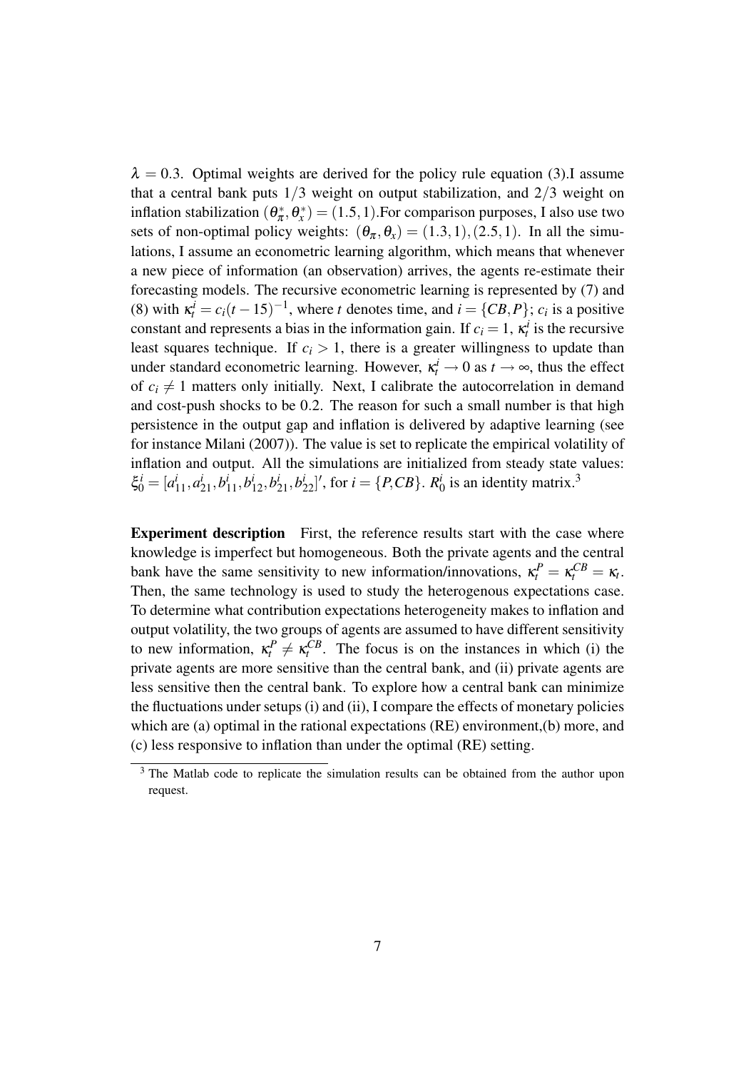$\lambda = 0.3$. Optimal weights are derived for the policy rule equation (3).I assume that a central bank puts $1/3$ weight on output stabilization, and $2/3$ weight on inflation stabilization $(\theta_\pi^*, \theta_x^*) = (1.5, 1)$.For comparison purposes, I also use two sets of non-optimal policy weights: $(\theta_\pi, \theta_x) = (1.3, 1), (2.5, 1)$. In all the simulations, I assume an econometric learning algorithm, which means that whenever a new piece of information (an observation) arrives, the agents re-estimate their forecasting models. The recursive econometric learning is represented by (7) and (8) with $\kappa_t^i = c_i(t-15)^{-1}$, where $t$ denotes time, and $i = \{CB, P\}$; $c_i$ is a positive constant and represents a bias in the information gain. If $c_i = 1$, $\kappa_t^i$ is the recursive least squares technique. If $c_i > 1$, there is a greater willingness to update than under standard econometric learning. However, $\kappa_t^i \to 0$ as $t \to \infty$, thus the effect of $c_i \neq 1$ matters only initially. Next, I calibrate the autocorrelation in demand and cost-push shocks to be 0.2. The reason for such a small number is that high persistence in the output gap and inflation is delivered by adaptive learning (see for instance Milani (2007)). The value is set to replicate the empirical volatility of inflation and output. All the simulations are initialized from steady state values: $\xi_0^i = [a_{11}^i, a_{21}^i, b_{11}^i, b_{12}^i, b_{21}^i, b_{22}^i]'$, for $i = \{P, CB\}$. $R_0^i$ is an identity matrix.[3]

**Experiment description** First, the reference results start with the case where knowledge is imperfect but homogeneous. Both the private agents and the central bank have the same sensitivity to new information/innovations, $\kappa_t^P = \kappa_t^{CB} = \kappa_t$. Then, the same technology is used to study the heterogenous expectations case. To determine what contribution expectations heterogeneity makes to inflation and output volatility, the two groups of agents are assumed to have different sensitivity to new information, $\kappa_t^P \neq \kappa_t^{CB}$. The focus is on the instances in which (i) the private agents are more sensitive than the central bank, and (ii) private agents are less sensitive then the central bank. To explore how a central bank can minimize the fluctuations under setups (i) and (ii), I compare the effects of monetary policies which are (a) optimal in the rational expectations (RE) environment,(b) more, and (c) less responsive to inflation than under the optimal (RE) setting.

[3] The Matlab code to replicate the simulation results can be obtained from the author upon request.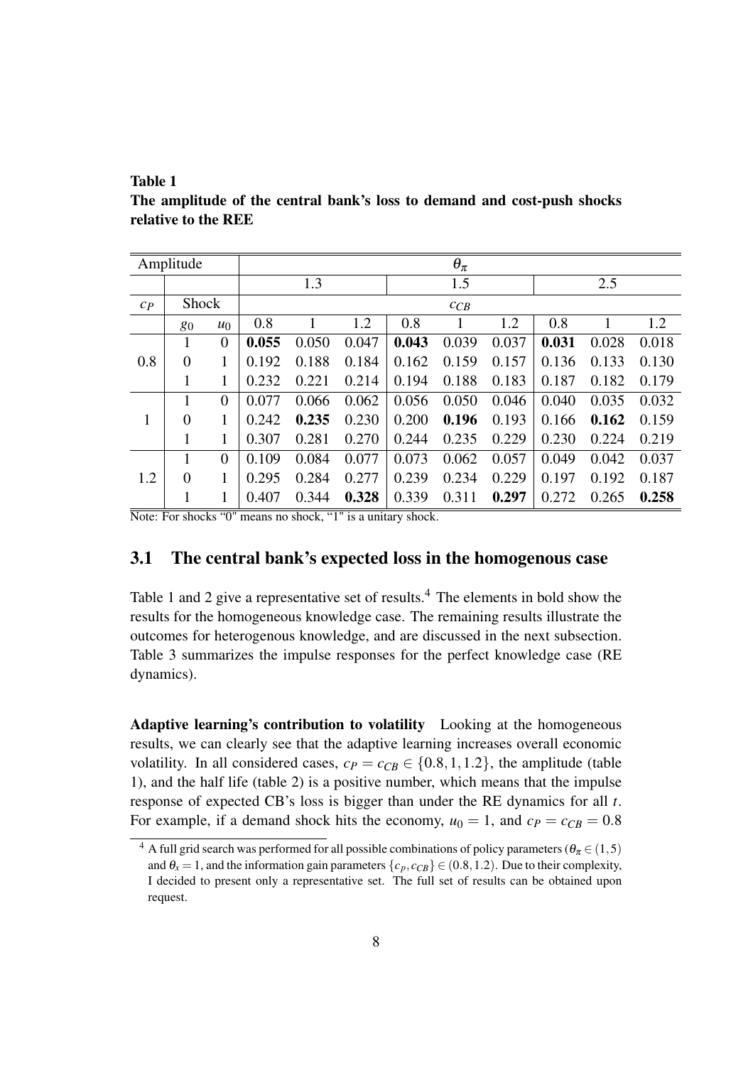**Table 1**
**The amplitude of the central bank's loss to demand and cost-push shocks relative to the REE**

| Amplitude | | | $\theta_\pi$ | | | | | | | | |
|---|---|---|---|---|---|---|---|---|---|---|---|
| | | | 1.3 | | | 1.5 | | | 2.5 | | |
| $c_P$ | Shock | | $c_{CB}$ | | | | | | | | |
| | $g_0$ | $u_0$ | 0.8 | 1 | 1.2 | 0.8 | 1 | 1.2 | 0.8 | 1 | 1.2 |
| 0.8 | 1 | 0 | **0.055** | 0.050 | 0.047 | **0.043** | 0.039 | 0.037 | **0.031** | 0.028 | 0.018 |
| | 0 | 1 | 0.192 | 0.188 | 0.184 | 0.162 | 0.159 | 0.157 | 0.136 | 0.133 | 0.130 |
| | 1 | 1 | 0.232 | 0.221 | 0.214 | 0.194 | 0.188 | 0.183 | 0.187 | 0.182 | 0.179 |
| 1 | 1 | 0 | 0.077 | 0.066 | 0.062 | 0.056 | 0.050 | 0.046 | 0.040 | 0.035 | 0.032 |
| | 0 | 1 | 0.242 | **0.235** | 0.230 | 0.200 | **0.196** | 0.193 | 0.166 | **0.162** | 0.159 |
| | 1 | 1 | 0.307 | 0.281 | 0.270 | 0.244 | 0.235 | 0.229 | 0.230 | 0.224 | 0.219 |
| 1.2 | 1 | 0 | 0.109 | 0.084 | 0.077 | 0.073 | 0.062 | 0.057 | 0.049 | 0.042 | 0.037 |
| | 0 | 1 | 0.295 | 0.284 | 0.277 | 0.239 | 0.234 | 0.229 | 0.197 | 0.192 | 0.187 |
| | 1 | 1 | 0.407 | 0.344 | **0.328** | 0.339 | 0.311 | **0.297** | 0.272 | 0.265 | **0.258** |

Note: For shocks "0" means no shock, "1" is a unitary shock.

## 3.1 The central bank's expected loss in the homogenous case

Table 1 and 2 give a representative set of results.[4] The elements in bold show the results for the homogeneous knowledge case. The remaining results illustrate the outcomes for heterogenous knowledge, and are discussed in the next subsection. Table 3 summarizes the impulse responses for the perfect knowledge case (RE dynamics).

**Adaptive learning's contribution to volatility** Looking at the homogeneous results, we can clearly see that the adaptive learning increases overall economic volatility. In all considered cases, $c_P = c_{CB} \in \{0.8, 1, 1.2\}$, the amplitude (table 1), and the half life (table 2) is a positive number, which means that the impulse response of expected CB's loss is bigger than under the RE dynamics for all $t$. For example, if a demand shock hits the economy, $u_0 = 1$, and $c_P = c_{CB} = 0.8$

[4] A full grid search was performed for all possible combinations of policy parameters ($\theta_\pi \in (1,5)$ and $\theta_x = 1$, and the information gain parameters $\{c_p, c_{CB}\} \in (0.8, 1.2)$. Due to their complexity, I decided to present only a representative set. The full set of results can be obtained upon request.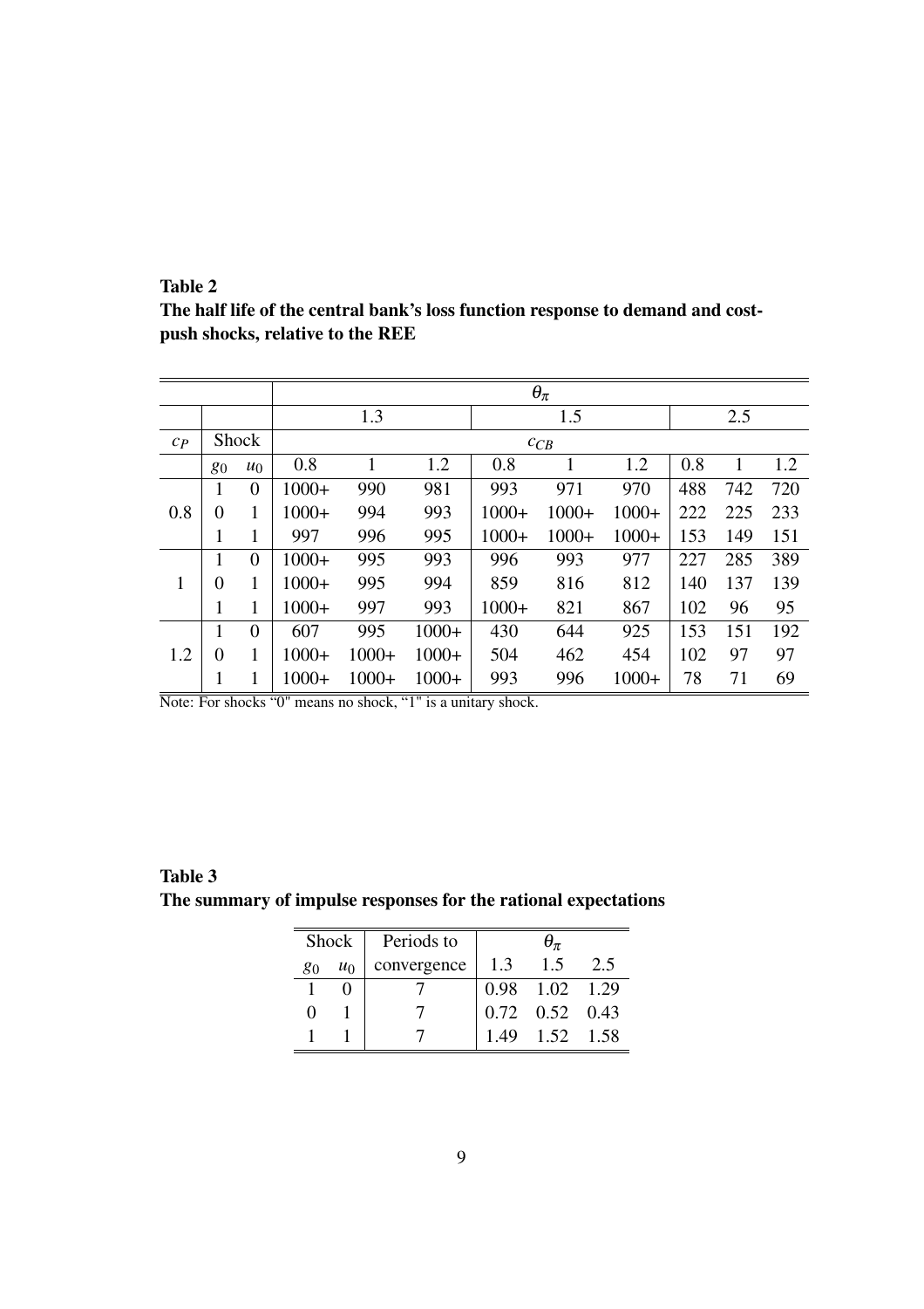**Table 2**
**The half life of the central bank's loss function response to demand and cost-push shocks, relative to the REE**

| | | | $\theta_\pi$ | | | | | | | | |
|---|---|---|---|---|---|---|---|---|---|---|---|
| | | | 1.3 | | | 1.5 | | | 2.5 | | |
| $c_P$ | Shock | | $c_{CB}$ | | | | | | | | |
| | $g_0$ | $u_0$ | 0.8 | 1 | 1.2 | 0.8 | 1 | 1.2 | 0.8 | 1 | 1.2 |
| 0.8 | 1 | 0 | 1000+ | 990 | 981 | 993 | 971 | 970 | 488 | 742 | 720 |
| | 0 | 1 | 1000+ | 994 | 993 | 1000+ | 1000+ | 1000+ | 222 | 225 | 233 |
| | 1 | 1 | 997 | 996 | 995 | 1000+ | 1000+ | 1000+ | 153 | 149 | 151 |
| 1 | 1 | 0 | 1000+ | 995 | 993 | 996 | 993 | 977 | 227 | 285 | 389 |
| | 0 | 1 | 1000+ | 995 | 994 | 859 | 816 | 812 | 140 | 137 | 139 |
| | 1 | 1 | 1000+ | 997 | 993 | 1000+ | 821 | 867 | 102 | 96 | 95 |
| 1.2 | 1 | 0 | 607 | 995 | 1000+ | 430 | 644 | 925 | 153 | 151 | 192 |
| | 0 | 1 | 1000+ | 1000+ | 1000+ | 504 | 462 | 454 | 102 | 97 | 97 |
| | 1 | 1 | 1000+ | 1000+ | 1000+ | 993 | 996 | 1000+ | 78 | 71 | 69 |

Note: For shocks "0" means no shock, "1" is a unitary shock.

**Table 3**
**The summary of impulse responses for the rational expectations**

| Shock | | Periods to | $\theta_\pi$ | | |
|---|---|---|---|---|---|
| $g_0$ | $u_0$ | convergence | 1.3 | 1.5 | 2.5 |
| 1 | 0 | 7 | 0.98 | 1.02 | 1.29 |
| 0 | 1 | 7 | 0.72 | 0.52 | 0.43 |
| 1 | 1 | 7 | 1.49 | 1.52 | 1.58 |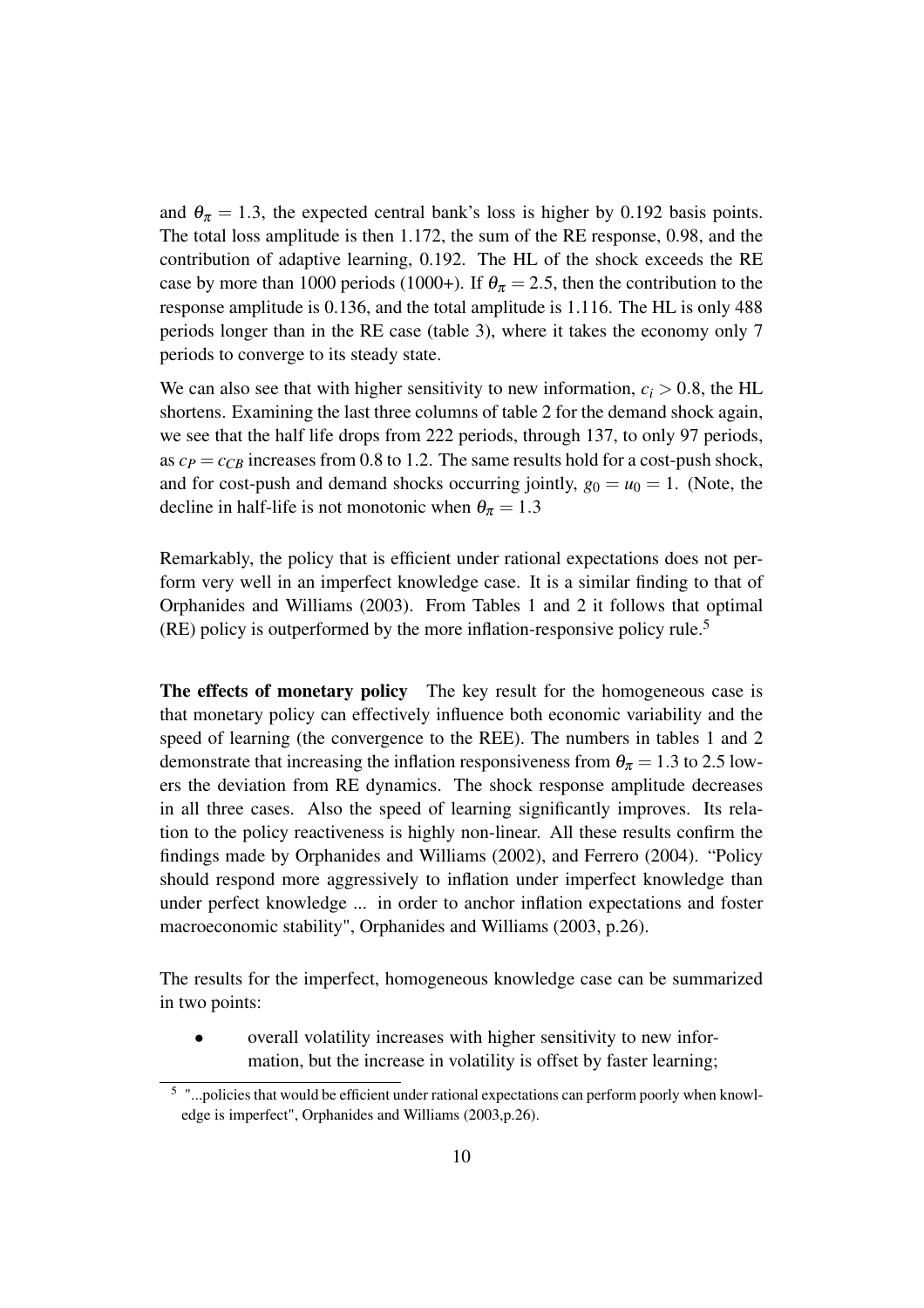and $\theta_\pi = 1.3$, the expected central bank's loss is higher by 0.192 basis points. The total loss amplitude is then 1.172, the sum of the RE response, 0.98, and the contribution of adaptive learning, 0.192. The HL of the shock exceeds the RE case by more than 1000 periods (1000+). If $\theta_\pi = 2.5$, then the contribution to the response amplitude is 0.136, and the total amplitude is 1.116. The HL is only 488 periods longer than in the RE case (table 3), where it takes the economy only 7 periods to converge to its steady state.

We can also see that with higher sensitivity to new information, $c_i > 0.8$, the HL shortens. Examining the last three columns of table 2 for the demand shock again, we see that the half life drops from 222 periods, through 137, to only 97 periods, as $c_P = c_{CB}$ increases from 0.8 to 1.2. The same results hold for a cost-push shock, and for cost-push and demand shocks occurring jointly, $g_0 = u_0 = 1$. (Note, the decline in half-life is not monotonic when $\theta_\pi = 1.3$

Remarkably, the policy that is efficient under rational expectations does not perform very well in an imperfect knowledge case. It is a similar finding to that of Orphanides and Williams (2003). From Tables 1 and 2 it follows that optimal (RE) policy is outperformed by the more inflation-responsive policy rule.[5]

**The effects of monetary policy** The key result for the homogeneous case is that monetary policy can effectively influence both economic variability and the speed of learning (the convergence to the REE). The numbers in tables 1 and 2 demonstrate that increasing the inflation responsiveness from $\theta_\pi = 1.3$ to 2.5 lowers the deviation from RE dynamics. The shock response amplitude decreases in all three cases. Also the speed of learning significantly improves. Its relation to the policy reactiveness is highly non-linear. All these results confirm the findings made by Orphanides and Williams (2002), and Ferrero (2004). "Policy should respond more aggressively to inflation under imperfect knowledge than under perfect knowledge ... in order to anchor inflation expectations and foster macroeconomic stability", Orphanides and Williams (2003, p.26).

The results for the imperfect, homogeneous knowledge case can be summarized in two points:

- overall volatility increases with higher sensitivity to new information, but the increase in volatility is offset by faster learning;

[5] "...policies that would be efficient under rational expectations can perform poorly when knowledge is imperfect", Orphanides and Williams (2003,p.26).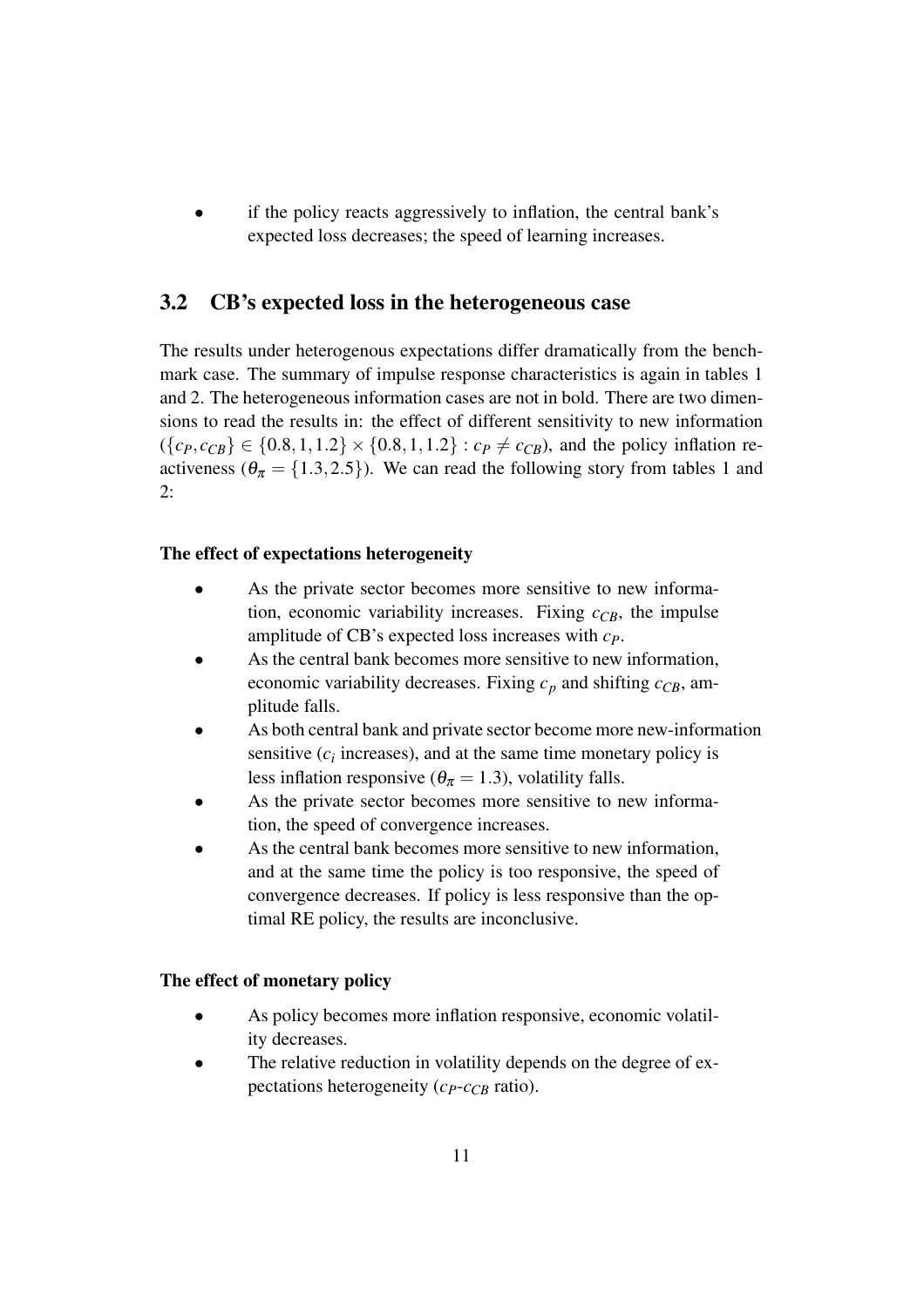- if the policy reacts aggressively to inflation, the central bank's expected loss decreases; the speed of learning increases.

## 3.2 CB's expected loss in the heterogeneous case

The results under heterogenous expectations differ dramatically from the benchmark case. The summary of impulse response characteristics is again in tables 1 and 2. The heterogeneous information cases are not in bold. There are two dimensions to read the results in: the effect of different sensitivity to new information ($\{c_P, c_{CB}\} \in \{0.8, 1, 1.2\} \times \{0.8, 1, 1.2\} : c_P \neq c_{CB}$), and the policy inflation reactiveness ($\theta_\pi = \{1.3, 2.5\}$). We can read the following story from tables 1 and 2:

**The effect of expectations heterogeneity**

- As the private sector becomes more sensitive to new information, economic variability increases. Fixing $c_{CB}$, the impulse amplitude of CB's expected loss increases with $c_P$.
- As the central bank becomes more sensitive to new information, economic variability decreases. Fixing $c_p$ and shifting $c_{CB}$, amplitude falls.
- As both central bank and private sector become more new-information sensitive ($c_i$ increases), and at the same time monetary policy is less inflation responsive ($\theta_\pi = 1.3$), volatility falls.
- As the private sector becomes more sensitive to new information, the speed of convergence increases.
- As the central bank becomes more sensitive to new information, and at the same time the policy is too responsive, the speed of convergence decreases. If policy is less responsive than the optimal RE policy, the results are inconclusive.

**The effect of monetary policy**

- As policy becomes more inflation responsive, economic volatility decreases.
- The relative reduction in volatility depends on the degree of expectations heterogeneity ($c_P$-$c_{CB}$ ratio).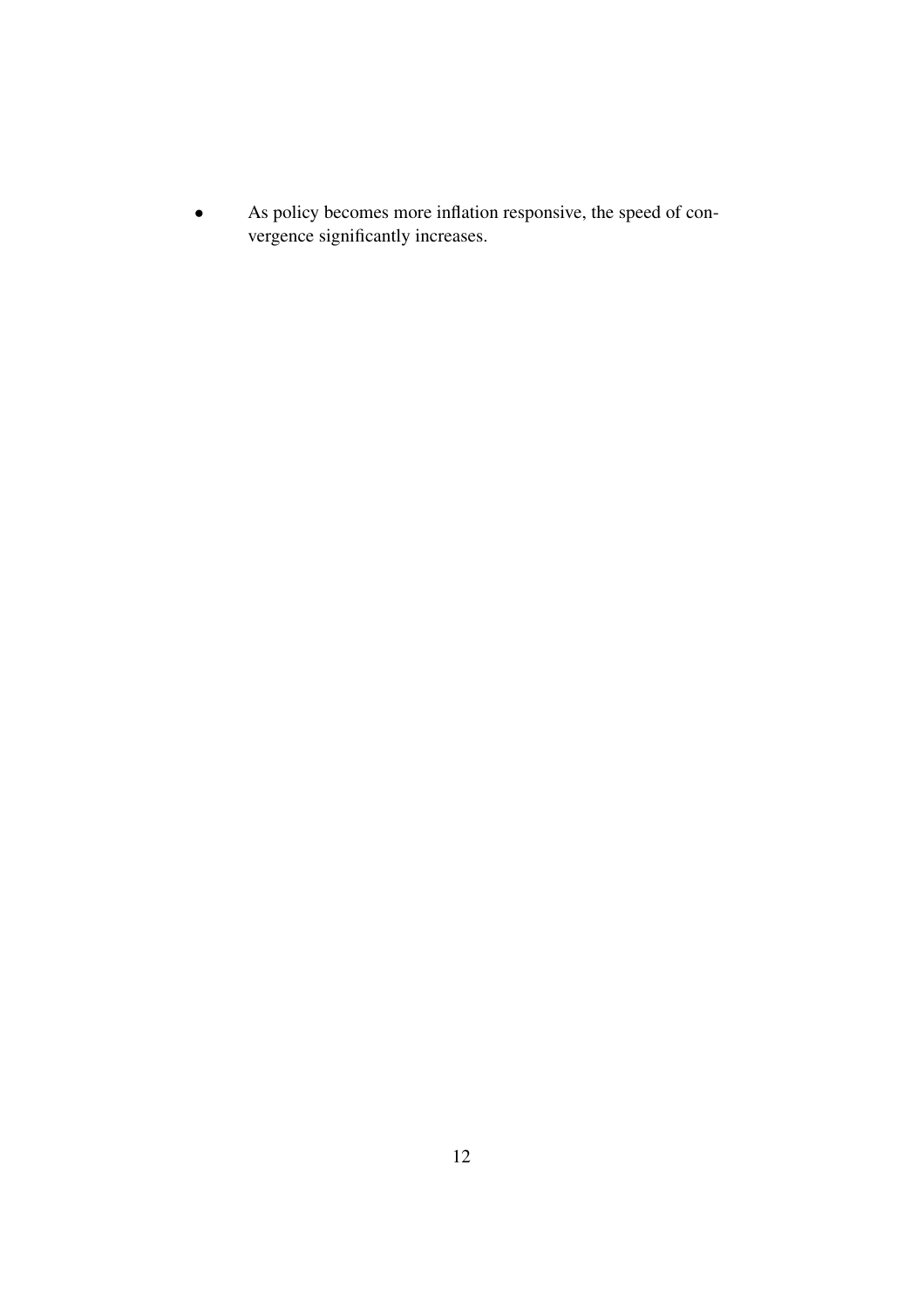- As policy becomes more inflation responsive, the speed of convergence significantly increases.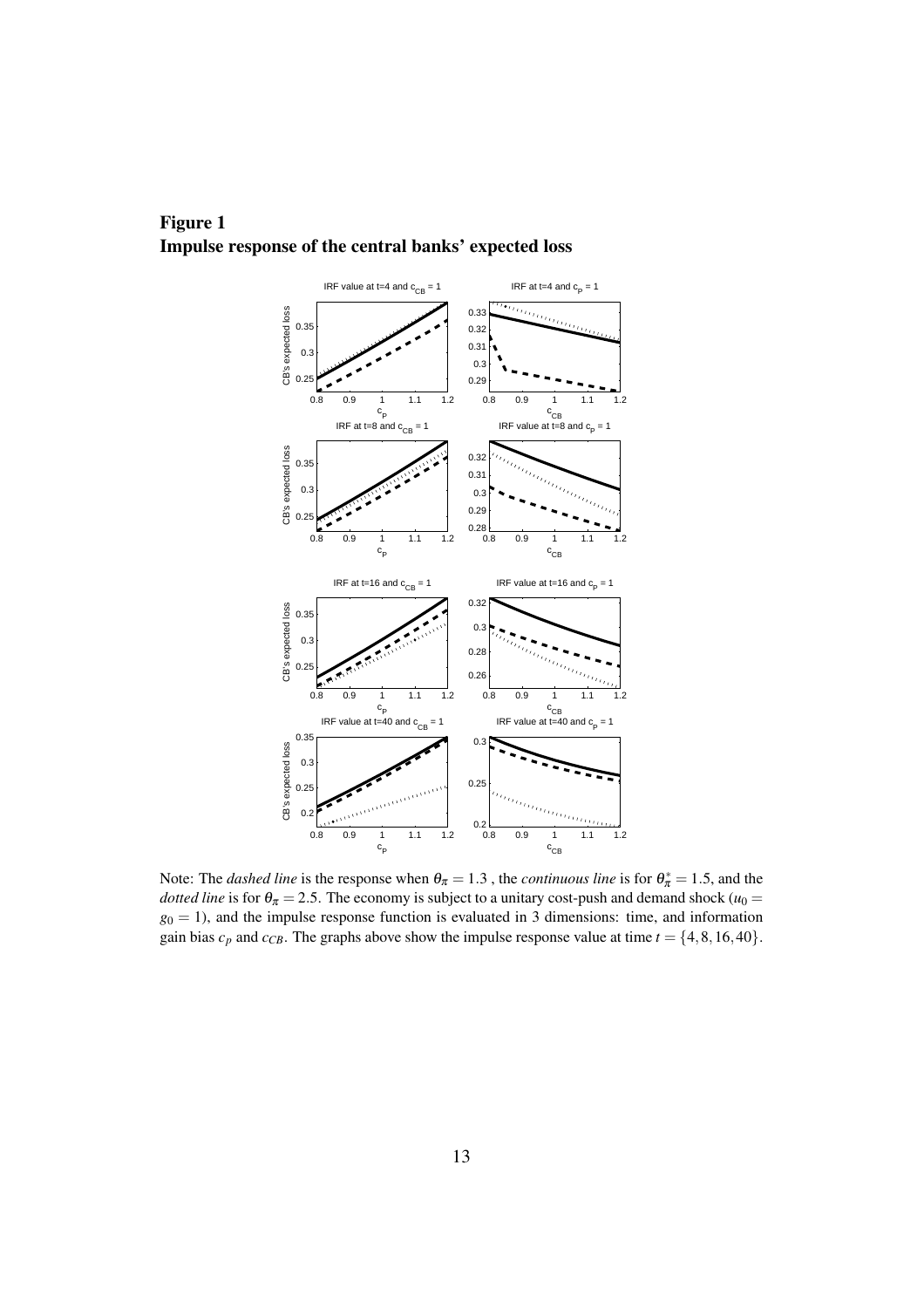**Figure 1**
**Impulse response of the central banks' expected loss**

Note: The *dashed line* is the response when $\theta_\pi = 1.3$ , the *continuous line* is for $\theta_\pi^* = 1.5$, and the *dotted line* is for $\theta_\pi = 2.5$. The economy is subject to a unitary cost-push and demand shock ($u_0 = g_0 = 1$), and the impulse response function is evaluated in 3 dimensions: time, and information gain bias $c_p$ and $c_{CB}$. The graphs above show the impulse response value at time $t = \{4, 8, 16, 40\}$.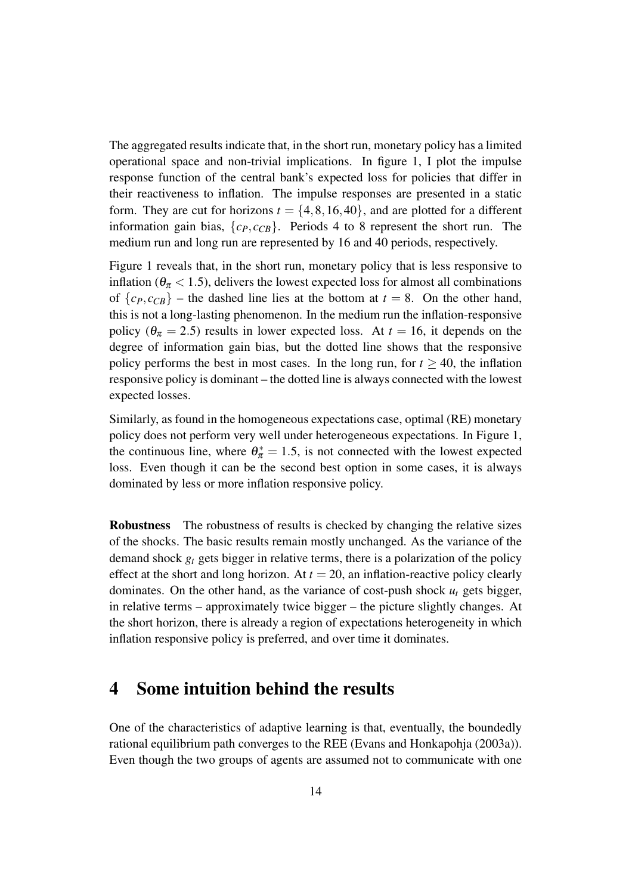The aggregated results indicate that, in the short run, monetary policy has a limited operational space and non-trivial implications. In figure 1, I plot the impulse response function of the central bank's expected loss for policies that differ in their reactiveness to inflation. The impulse responses are presented in a static form. They are cut for horizons $t = \{4, 8, 16, 40\}$, and are plotted for a different information gain bias, $\{c_P, c_{CB}\}$. Periods 4 to 8 represent the short run. The medium run and long run are represented by 16 and 40 periods, respectively.

Figure 1 reveals that, in the short run, monetary policy that is less responsive to inflation ($\theta_\pi < 1.5$), delivers the lowest expected loss for almost all combinations of $\{c_P, c_{CB}\}$ – the dashed line lies at the bottom at $t = 8$. On the other hand, this is not a long-lasting phenomenon. In the medium run the inflation-responsive policy ($\theta_\pi = 2.5$) results in lower expected loss. At $t = 16$, it depends on the degree of information gain bias, but the dotted line shows that the responsive policy performs the best in most cases. In the long run, for $t \geq 40$, the inflation responsive policy is dominant – the dotted line is always connected with the lowest expected losses.

Similarly, as found in the homogeneous expectations case, optimal (RE) monetary policy does not perform very well under heterogeneous expectations. In Figure 1, the continuous line, where $\theta_\pi^* = 1.5$, is not connected with the lowest expected loss. Even though it can be the second best option in some cases, it is always dominated by less or more inflation responsive policy.

**Robustness** The robustness of results is checked by changing the relative sizes of the shocks. The basic results remain mostly unchanged. As the variance of the demand shock $g_t$ gets bigger in relative terms, there is a polarization of the policy effect at the short and long horizon. At $t = 20$, an inflation-reactive policy clearly dominates. On the other hand, as the variance of cost-push shock $u_t$ gets bigger, in relative terms – approximately twice bigger – the picture slightly changes. At the short horizon, there is already a region of expectations heterogeneity in which inflation responsive policy is preferred, and over time it dominates.

# 4 Some intuition behind the results

One of the characteristics of adaptive learning is that, eventually, the boundedly rational equilibrium path converges to the REE (Evans and Honkapohja (2003a)). Even though the two groups of agents are assumed not to communicate with one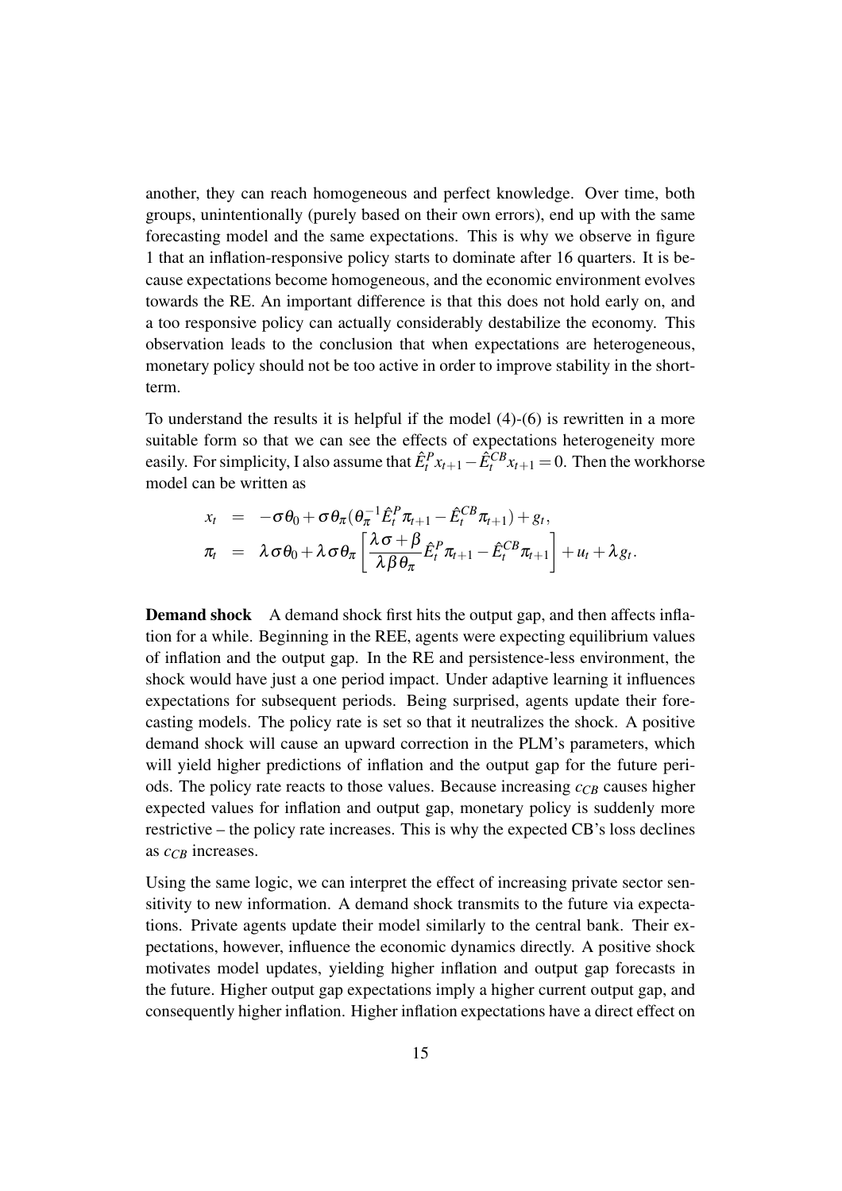another, they can reach homogeneous and perfect knowledge. Over time, both groups, unintentionally (purely based on their own errors), end up with the same forecasting model and the same expectations. This is why we observe in figure 1 that an inflation-responsive policy starts to dominate after 16 quarters. It is because expectations become homogeneous, and the economic environment evolves towards the RE. An important difference is that this does not hold early on, and a too responsive policy can actually considerably destabilize the economy. This observation leads to the conclusion that when expectations are heterogeneous, monetary policy should not be too active in order to improve stability in the short-term.

To understand the results it is helpful if the model (4)-(6) is rewritten in a more suitable form so that we can see the effects of expectations heterogeneity more easily. For simplicity, I also assume that $\hat{E}_t^P x_{t+1} - \hat{E}_t^{CB} x_{t+1} = 0$. Then the workhorse model can be written as

$$
\begin{aligned}
x_t &= -\sigma\theta_0 + \sigma\theta_\pi(\theta_\pi^{-1}\hat{E}_t^P \pi_{t+1} - \hat{E}_t^{CB}\pi_{t+1}) + g_t, \\
\pi_t &= \lambda\sigma\theta_0 + \lambda\sigma\theta_\pi\left[\frac{\lambda\sigma+\beta}{\lambda\beta\theta_\pi}\hat{E}_t^P \pi_{t+1} - \hat{E}_t^{CB}\pi_{t+1}\right] + u_t + \lambda g_t.
\end{aligned}
$$

**Demand shock** A demand shock first hits the output gap, and then affects inflation for a while. Beginning in the REE, agents were expecting equilibrium values of inflation and the output gap. In the RE and persistence-less environment, the shock would have just a one period impact. Under adaptive learning it influences expectations for subsequent periods. Being surprised, agents update their forecasting models. The policy rate is set so that it neutralizes the shock. A positive demand shock will cause an upward correction in the PLM's parameters, which will yield higher predictions of inflation and the output gap for the future periods. The policy rate reacts to those values. Because increasing $c_{CB}$ causes higher expected values for inflation and output gap, monetary policy is suddenly more restrictive – the policy rate increases. This is why the expected CB's loss declines as $c_{CB}$ increases.

Using the same logic, we can interpret the effect of increasing private sector sensitivity to new information. A demand shock transmits to the future via expectations. Private agents update their model similarly to the central bank. Their expectations, however, influence the economic dynamics directly. A positive shock motivates model updates, yielding higher inflation and output gap forecasts in the future. Higher output gap expectations imply a higher current output gap, and consequently higher inflation. Higher inflation expectations have a direct effect on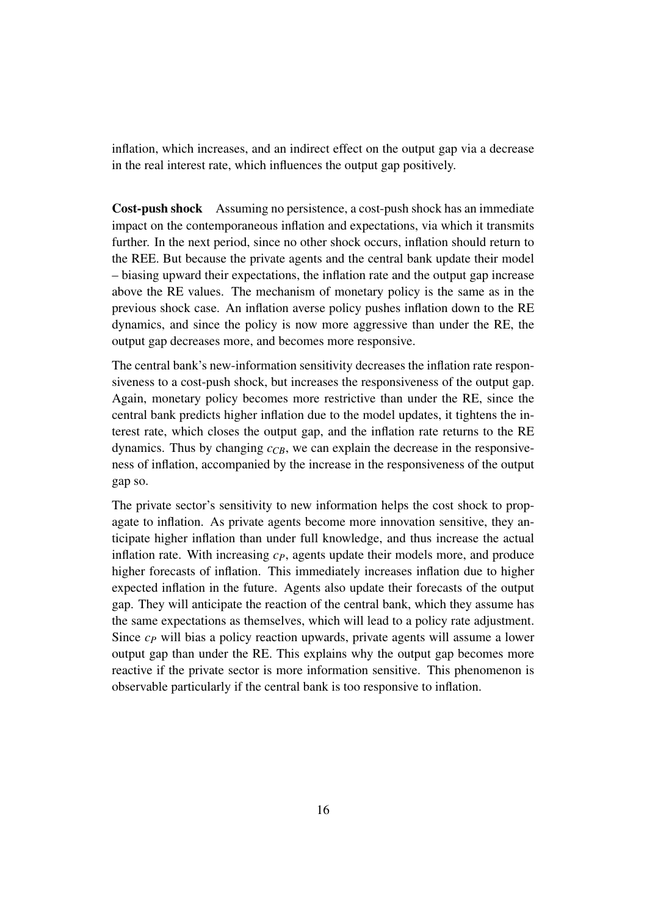inflation, which increases, and an indirect effect on the output gap via a decrease in the real interest rate, which influences the output gap positively.

**Cost-push shock** Assuming no persistence, a cost-push shock has an immediate impact on the contemporaneous inflation and expectations, via which it transmits further. In the next period, since no other shock occurs, inflation should return to the REE. But because the private agents and the central bank update their model – biasing upward their expectations, the inflation rate and the output gap increase above the RE values. The mechanism of monetary policy is the same as in the previous shock case. An inflation averse policy pushes inflation down to the RE dynamics, and since the policy is now more aggressive than under the RE, the output gap decreases more, and becomes more responsive.

The central bank's new-information sensitivity decreases the inflation rate responsiveness to a cost-push shock, but increases the responsiveness of the output gap. Again, monetary policy becomes more restrictive than under the RE, since the central bank predicts higher inflation due to the model updates, it tightens the interest rate, which closes the output gap, and the inflation rate returns to the RE dynamics. Thus by changing $c_{CB}$, we can explain the decrease in the responsiveness of inflation, accompanied by the increase in the responsiveness of the output gap so.

The private sector's sensitivity to new information helps the cost shock to propagate to inflation. As private agents become more innovation sensitive, they anticipate higher inflation than under full knowledge, and thus increase the actual inflation rate. With increasing $c_P$, agents update their models more, and produce higher forecasts of inflation. This immediately increases inflation due to higher expected inflation in the future. Agents also update their forecasts of the output gap. They will anticipate the reaction of the central bank, which they assume has the same expectations as themselves, which will lead to a policy rate adjustment. Since $c_P$ will bias a policy reaction upwards, private agents will assume a lower output gap than under the RE. This explains why the output gap becomes more reactive if the private sector is more information sensitive. This phenomenon is observable particularly if the central bank is too responsive to inflation.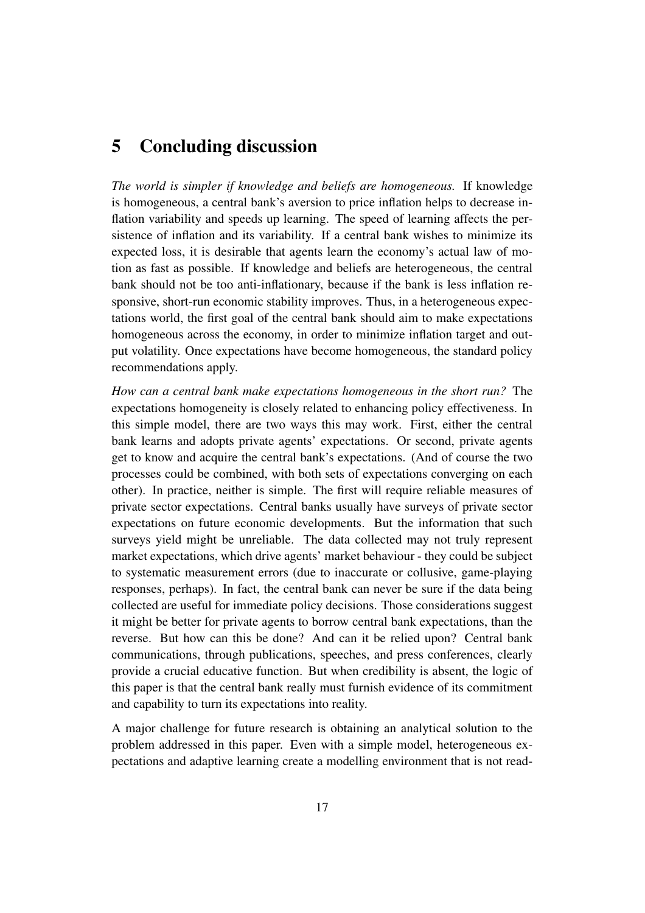# 5 Concluding discussion

*The world is simpler if knowledge and beliefs are homogeneous.* If knowledge is homogeneous, a central bank's aversion to price inflation helps to decrease inflation variability and speeds up learning. The speed of learning affects the persistence of inflation and its variability. If a central bank wishes to minimize its expected loss, it is desirable that agents learn the economy's actual law of motion as fast as possible. If knowledge and beliefs are heterogeneous, the central bank should not be too anti-inflationary, because if the bank is less inflation responsive, short-run economic stability improves. Thus, in a heterogeneous expectations world, the first goal of the central bank should aim to make expectations homogeneous across the economy, in order to minimize inflation target and output volatility. Once expectations have become homogeneous, the standard policy recommendations apply.

*How can a central bank make expectations homogeneous in the short run?* The expectations homogeneity is closely related to enhancing policy effectiveness. In this simple model, there are two ways this may work. First, either the central bank learns and adopts private agents' expectations. Or second, private agents get to know and acquire the central bank's expectations. (And of course the two processes could be combined, with both sets of expectations converging on each other). In practice, neither is simple. The first will require reliable measures of private sector expectations. Central banks usually have surveys of private sector expectations on future economic developments. But the information that such surveys yield might be unreliable. The data collected may not truly represent market expectations, which drive agents' market behaviour - they could be subject to systematic measurement errors (due to inaccurate or collusive, game-playing responses, perhaps). In fact, the central bank can never be sure if the data being collected are useful for immediate policy decisions. Those considerations suggest it might be better for private agents to borrow central bank expectations, than the reverse. But how can this be done? And can it be relied upon? Central bank communications, through publications, speeches, and press conferences, clearly provide a crucial educative function. But when credibility is absent, the logic of this paper is that the central bank really must furnish evidence of its commitment and capability to turn its expectations into reality.

A major challenge for future research is obtaining an analytical solution to the problem addressed in this paper. Even with a simple model, heterogeneous expectations and adaptive learning create a modelling environment that is not read-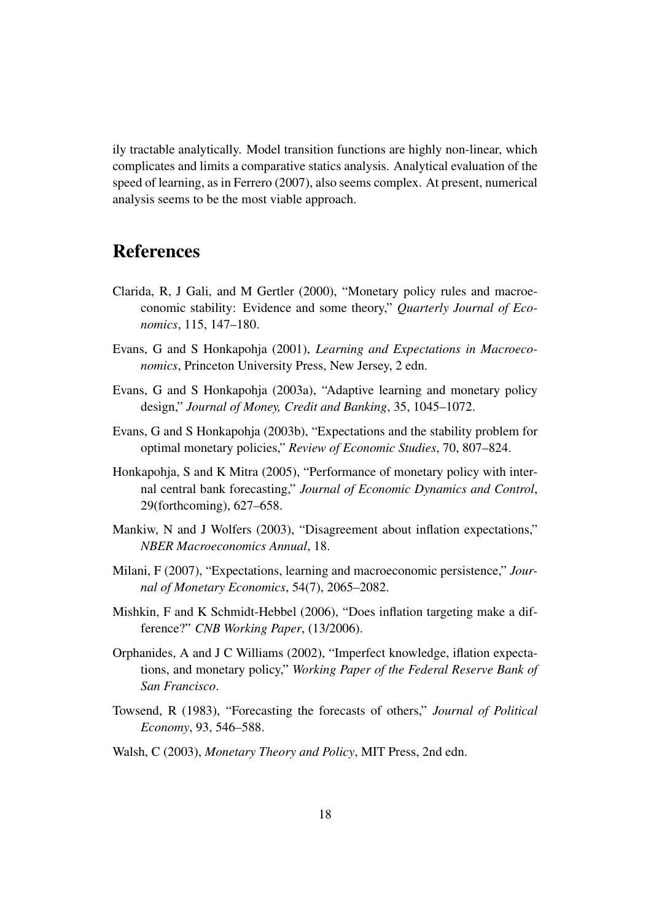ily tractable analytically. Model transition functions are highly non-linear, which complicates and limits a comparative statics analysis. Analytical evaluation of the speed of learning, as in Ferrero (2007), also seems complex. At present, numerical analysis seems to be the most viable approach.

# References

Clarida, R, J Gali, and M Gertler (2000), "Monetary policy rules and macroeconomic stability: Evidence and some theory," *Quarterly Journal of Economics*, 115, 147–180.

Evans, G and S Honkapohja (2001), *Learning and Expectations in Macroeconomics*, Princeton University Press, New Jersey, 2 edn.

Evans, G and S Honkapohja (2003a), "Adaptive learning and monetary policy design," *Journal of Money, Credit and Banking*, 35, 1045–1072.

Evans, G and S Honkapohja (2003b), "Expectations and the stability problem for optimal monetary policies," *Review of Economic Studies*, 70, 807–824.

Honkapohja, S and K Mitra (2005), "Performance of monetary policy with internal central bank forecasting," *Journal of Economic Dynamics and Control*, 29(forthcoming), 627–658.

Mankiw, N and J Wolfers (2003), "Disagreement about inflation expectations," *NBER Macroeconomics Annual*, 18.

Milani, F (2007), "Expectations, learning and macroeconomic persistence," *Journal of Monetary Economics*, 54(7), 2065–2082.

Mishkin, F and K Schmidt-Hebbel (2006), "Does inflation targeting make a difference?" *CNB Working Paper*, (13/2006).

Orphanides, A and J C Williams (2002), "Imperfect knowledge, inflation expectations, and monetary policy," *Working Paper of the Federal Reserve Bank of San Francisco*.

Towsend, R (1983), "Forecasting the forecasts of others," *Journal of Political Economy*, 93, 546–588.

Walsh, C (2003), *Monetary Theory and Policy*, MIT Press, 2nd edn.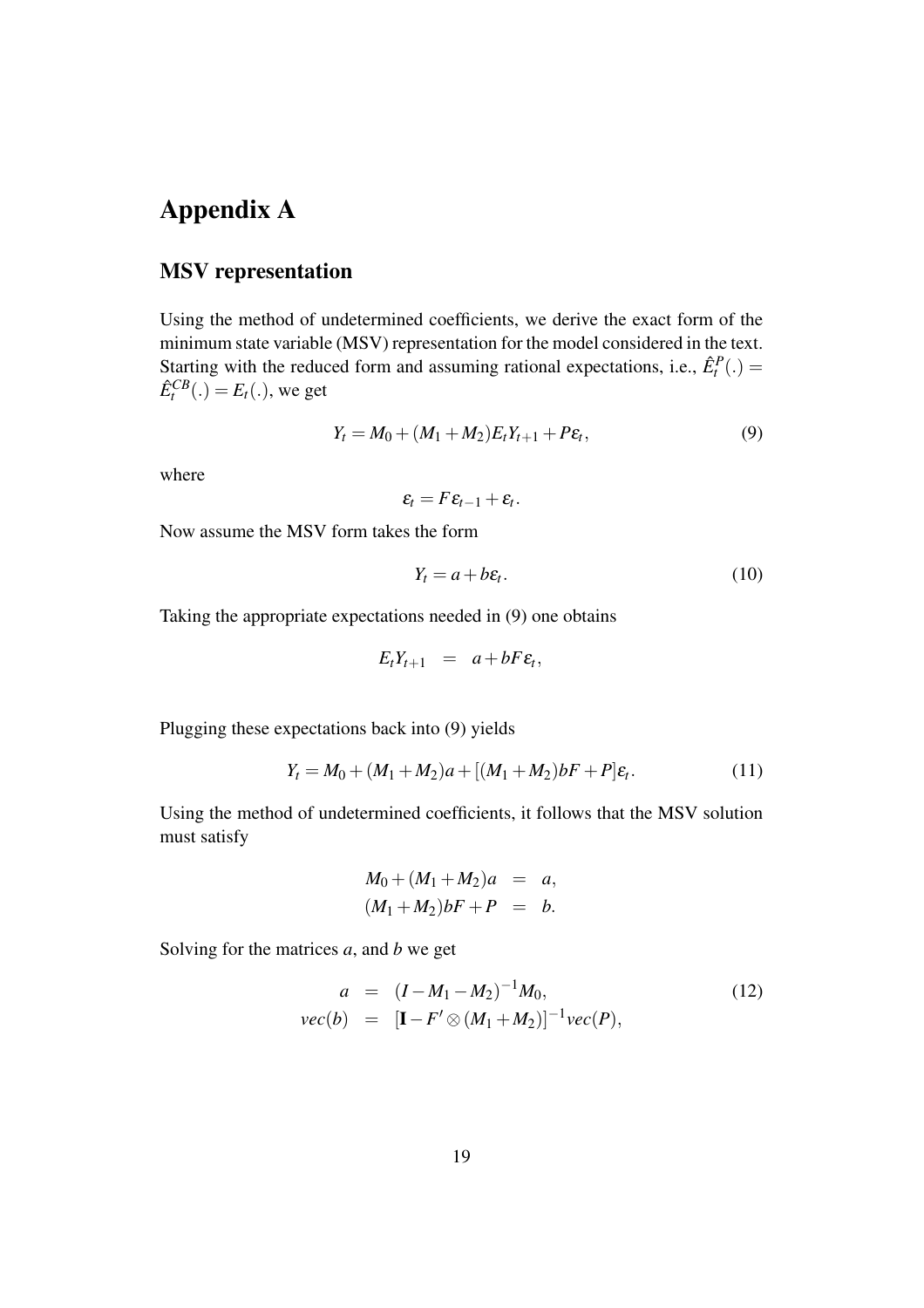# Appendix A

## MSV representation

Using the method of undetermined coefficients, we derive the exact form of the minimum state variable (MSV) representation for the model considered in the text. Starting with the reduced form and assuming rational expectations, i.e., $\hat{E}_t^P(.) = \hat{E}_t^{CB}(.) = E_t(.)$, we get

$$Y_t = M_0 + (M_1 + M_2)E_t Y_{t+1} + P\varepsilon_t, \tag{9}$$

where

$$\varepsilon_t = F\varepsilon_{t-1} + \varepsilon_t.$$

Now assume the MSV form takes the form

$$Y_t = a + b\varepsilon_t. \tag{10}$$

Taking the appropriate expectations needed in (9) one obtains

$$E_t Y_{t+1} \quad = \quad a + bF\varepsilon_t,$$

Plugging these expectations back into (9) yields

$$Y_t = M_0 + (M_1 + M_2)a + [(M_1 + M_2)bF + P]\varepsilon_t. \tag{11}$$

Using the method of undetermined coefficients, it follows that the MSV solution must satisfy

$$\begin{aligned} M_0 + (M_1 + M_2)a &= a, \\ (M_1 + M_2)bF + P &= b. \end{aligned}$$

Solving for the matrices $a$, and $b$ we get

$$\begin{aligned} a &= (I - M_1 - M_2)^{-1} M_0, \\ vec(b) &= [\mathbf{I} - F' \otimes (M_1 + M_2)]^{-1} vec(P), \end{aligned} \tag{12}$$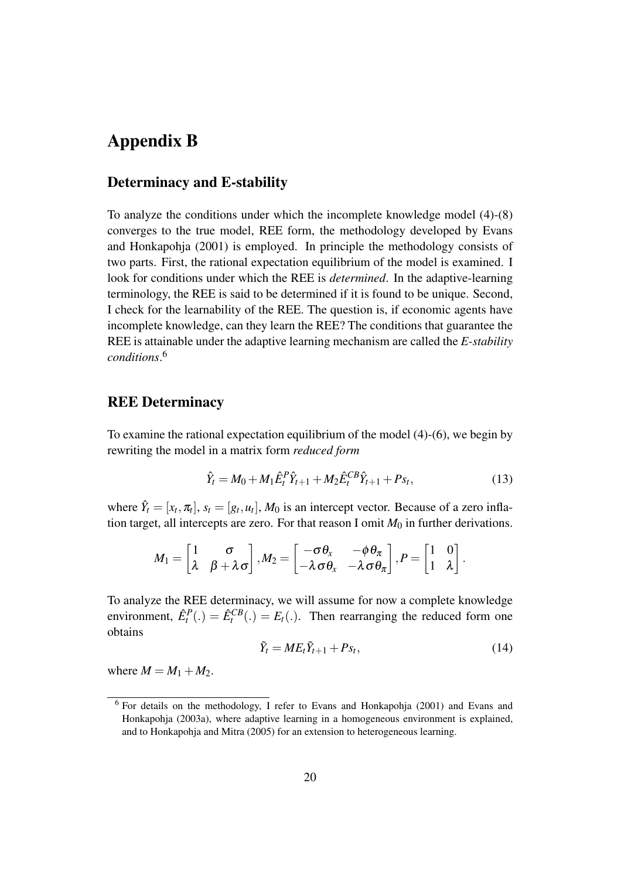# Appendix B

## Determinacy and E-stability

To analyze the conditions under which the incomplete knowledge model (4)-(8) converges to the true model, REE form, the methodology developed by Evans and Honkapohja (2001) is employed. In principle the methodology consists of two parts. First, the rational expectation equilibrium of the model is examined. I look for conditions under which the REE is *determined*. In the adaptive-learning terminology, the REE is said to be determined if it is found to be unique. Second, I check for the learnability of the REE. The question is, if economic agents have incomplete knowledge, can they learn the REE? The conditions that guarantee the REE is attainable under the adaptive learning mechanism are called the *E-stability conditions*.[6]

## REE Determinacy

To examine the rational expectation equilibrium of the model (4)-(6), we begin by rewriting the model in a matrix form *reduced form*

$$\hat{Y}_t = M_0 + M_1 \hat{E}_t^P \hat{Y}_{t+1} + M_2 \hat{E}_t^{CB} \hat{Y}_{t+1} + P s_t, \tag{13}$$

where $\hat{Y}_t = [x_t, \pi_t]$, $s_t = [g_t, u_t]$, $M_0$ is an intercept vector. Because of a zero inflation target, all intercepts are zero. For that reason I omit $M_0$ in further derivations.

$$M_1 = \begin{bmatrix} 1 & \sigma \\ \lambda & \beta + \lambda\sigma \end{bmatrix}, M_2 = \begin{bmatrix} -\sigma\theta_x & -\phi\theta_\pi \\ -\lambda\sigma\theta_x & -\lambda\sigma\theta_\pi \end{bmatrix}, P = \begin{bmatrix} 1 & 0 \\ 1 & \lambda \end{bmatrix}.$$

To analyze the REE determinacy, we will assume for now a complete knowledge environment, $\hat{E}_t^P(.) = \hat{E}_t^{CB}(.) = E_t(.)$. Then rearranging the reduced form one obtains

$$\tilde{Y}_t = M E_t \tilde{Y}_{t+1} + P s_t, \tag{14}$$

where $M = M_1 + M_2$.

[6] For details on the methodology, I refer to Evans and Honkapohja (2001) and Evans and Honkapohja (2003a), where adaptive learning in a homogeneous environment is explained, and to Honkapohja and Mitra (2005) for an extension to heterogeneous learning.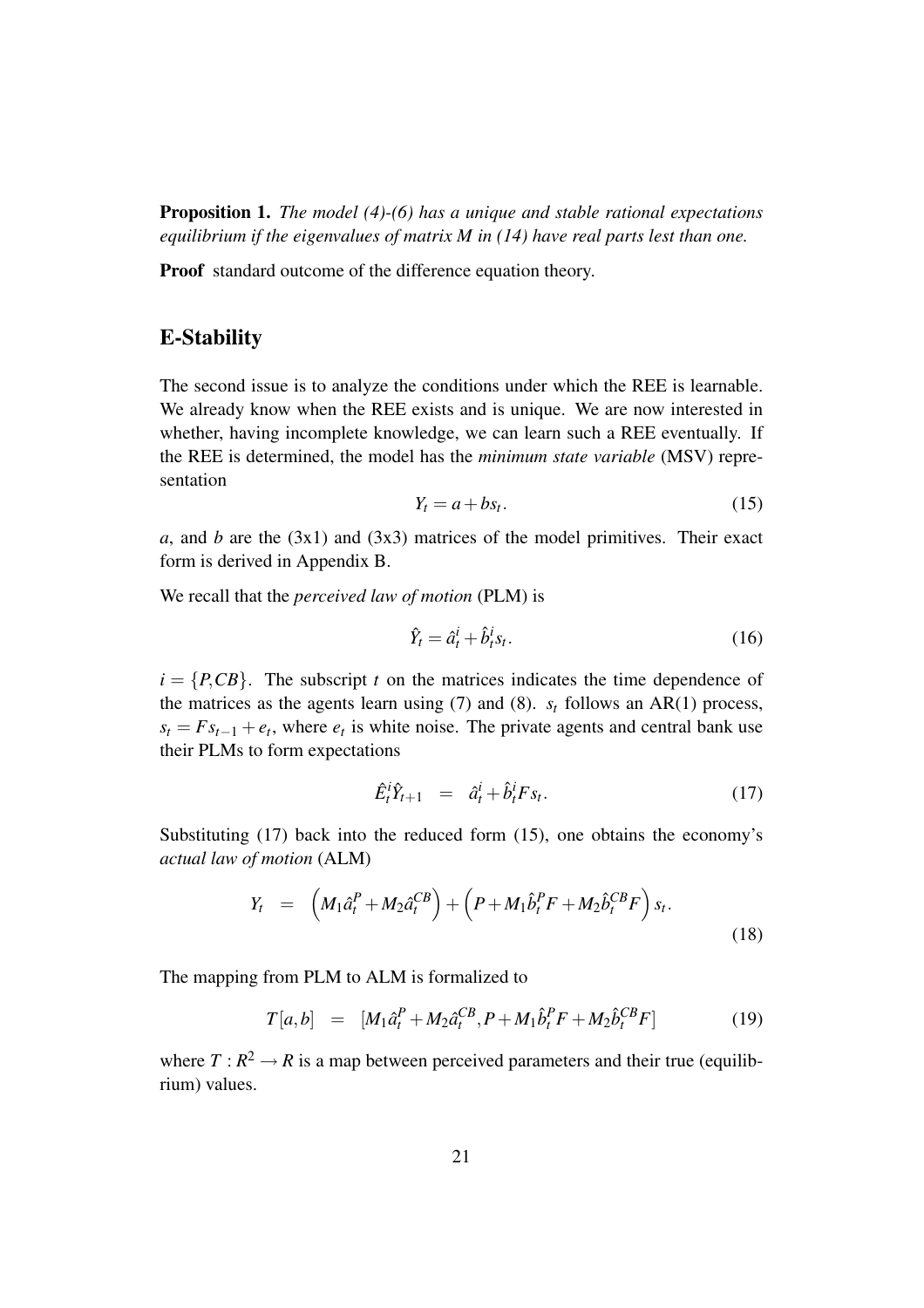**Proposition 1.** *The model (4)-(6) has a unique and stable rational expectations equilibrium if the eigenvalues of matrix M in (14) have real parts lest than one.*

**Proof** standard outcome of the difference equation theory.

## E-Stability

The second issue is to analyze the conditions under which the REE is learnable. We already know when the REE exists and is unique. We are now interested in whether, having incomplete knowledge, we can learn such a REE eventually. If the REE is determined, the model has the *minimum state variable* (MSV) representation

$$Y_t = a + bs_t. \tag{15}$$

$a$, and $b$ are the (3x1) and (3x3) matrices of the model primitives. Their exact form is derived in Appendix B.

We recall that the *perceived law of motion* (PLM) is

$$\hat{Y}_t = \hat{a}_t^i + \hat{b}_t^i s_t. \tag{16}$$

$i = \{P, CB\}$. The subscript $t$ on the matrices indicates the time dependence of the matrices as the agents learn using (7) and (8). $s_t$ follows an AR(1) process, $s_t = Fs_{t-1} + e_t$, where $e_t$ is white noise. The private agents and central bank use their PLMs to form expectations

$$\hat{E}_t^i \hat{Y}_{t+1} \;\; = \;\; \hat{a}_t^i + \hat{b}_t^i F s_t. \tag{17}$$

Substituting (17) back into the reduced form (15), one obtains the economy's *actual law of motion* (ALM)

$$Y_t \;\; = \;\; \left( M_1 \hat{a}_t^P + M_2 \hat{a}_t^{CB} \right) + \left( P + M_1 \hat{b}_t^P F + M_2 \hat{b}_t^{CB} F \right) s_t. \tag{18}$$

The mapping from PLM to ALM is formalized to

$$T[a, b] \;\; = \;\; [M_1 \hat{a}_t^P + M_2 \hat{a}_t^{CB}, P + M_1 \hat{b}_t^P F + M_2 \hat{b}_t^{CB} F] \tag{19}$$

where $T : R^2 \rightarrow R$ is a map between perceived parameters and their true (equilibrium) values.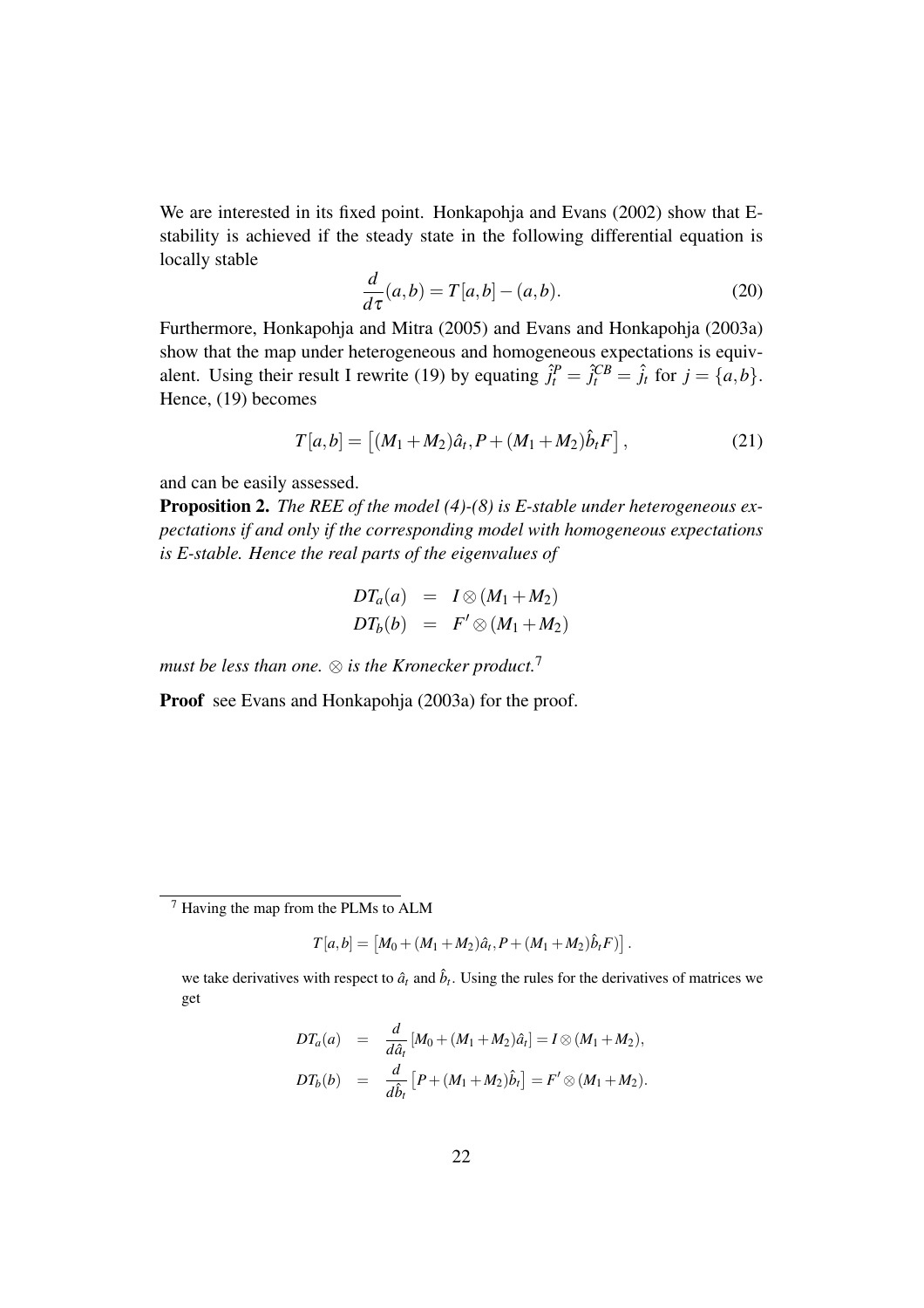We are interested in its fixed point. Honkapohja and Evans (2002) show that E-stability is achieved if the steady state in the following differential equation is locally stable

$$\frac{d}{d\tau}(a,b) = T[a,b] - (a,b). \tag{20}$$

Furthermore, Honkapohja and Mitra (2005) and Evans and Honkapohja (2003a) show that the map under heterogeneous and homogeneous expectations is equivalent. Using their result I rewrite (19) by equating $\hat{j}_t^P = \hat{j}_t^{CB} = \hat{j}_t$ for $j = \{a,b\}$. Hence, (19) becomes

$$T[a,b] = \left[(M_1 + M_2)\hat{a}_t, P + (M_1 + M_2)\hat{b}_t F\right], \tag{21}$$

and can be easily assessed.

**Proposition 2.** *The REE of the model (4)-(8) is E-stable under heterogeneous expectations if and only if the corresponding model with homogeneous expectations is E-stable. Hence the real parts of the eigenvalues of*

$$\begin{aligned} DT_a(a) &= I \otimes (M_1 + M_2) \\ DT_b(b) &= F' \otimes (M_1 + M_2) \end{aligned}$$

*must be less than one.* $\otimes$ *is the Kronecker product.*[7]

**Proof** see Evans and Honkapohja (2003a) for the proof.

---

[7] Having the map from the PLMs to ALM

$$T[a,b] = \left[M_0 + (M_1 + M_2)\hat{a}_t, P + (M_1 + M_2)\hat{b}_t F)\right].$$

we take derivatives with respect to $\hat{a}_t$ and $\hat{b}_t$. Using the rules for the derivatives of matrices we get

$$\begin{aligned} DT_a(a) &= \frac{d}{d\hat{a}_t}\left[M_0 + (M_1 + M_2)\hat{a}_t\right] = I \otimes (M_1 + M_2), \\ DT_b(b) &= \frac{d}{d\hat{b}_t}\left[P + (M_1 + M_2)\hat{b}_t\right] = F' \otimes (M_1 + M_2). \end{aligned}$$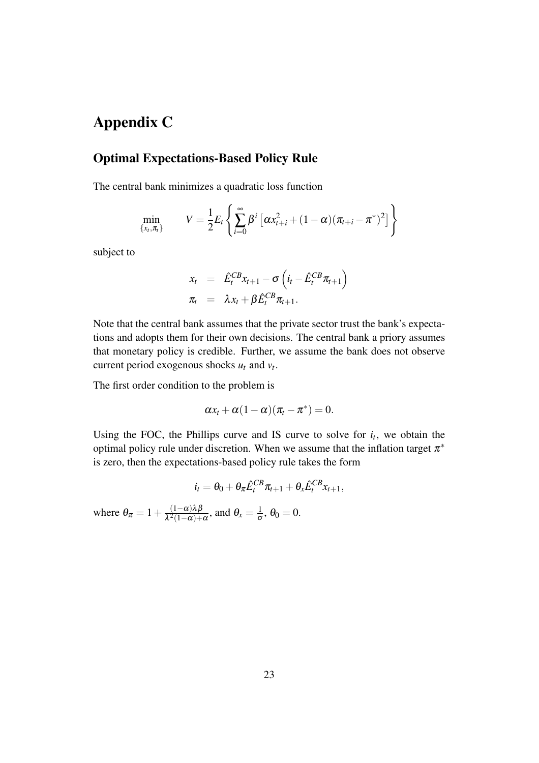# Appendix C

## Optimal Expectations-Based Policy Rule

The central bank minimizes a quadratic loss function

$$\min_{\{x_t,\pi_t\}} \qquad V = \frac{1}{2}E_t\left\{\sum_{i=0}^{\infty}\beta^i\left[\alpha x_{t+i}^2 + (1-\alpha)(\pi_{t+i}-\pi^*)^2\right]\right\}$$

subject to

$$\begin{aligned} x_t &= \hat{E}_t^{CB}x_{t+1} - \sigma\left(i_t - \hat{E}_t^{CB}\pi_{t+1}\right) \\ \pi_t &= \lambda x_t + \beta \hat{E}_t^{CB}\pi_{t+1}. \end{aligned}$$

Note that the central bank assumes that the private sector trust the bank's expectations and adopts them for their own decisions. The central bank a priory assumes that monetary policy is credible. Further, we assume the bank does not observe current period exogenous shocks $u_t$ and $v_t$.

The first order condition to the problem is

$$\alpha x_t + \alpha(1-\alpha)(\pi_t - \pi^*) = 0.$$

Using the FOC, the Phillips curve and IS curve to solve for $i_t$, we obtain the optimal policy rule under discretion. When we assume that the inflation target $\pi^*$ is zero, then the expectations-based policy rule takes the form

$$i_t = \theta_0 + \theta_\pi \hat{E}_t^{CB}\pi_{t+1} + \theta_x \hat{E}_t^{CB}x_{t+1},$$

where $\theta_\pi = 1 + \frac{(1-\alpha)\lambda\beta}{\lambda^2(1-\alpha)+\alpha}$, and $\theta_x = \frac{1}{\sigma}$, $\theta_0 = 0$.